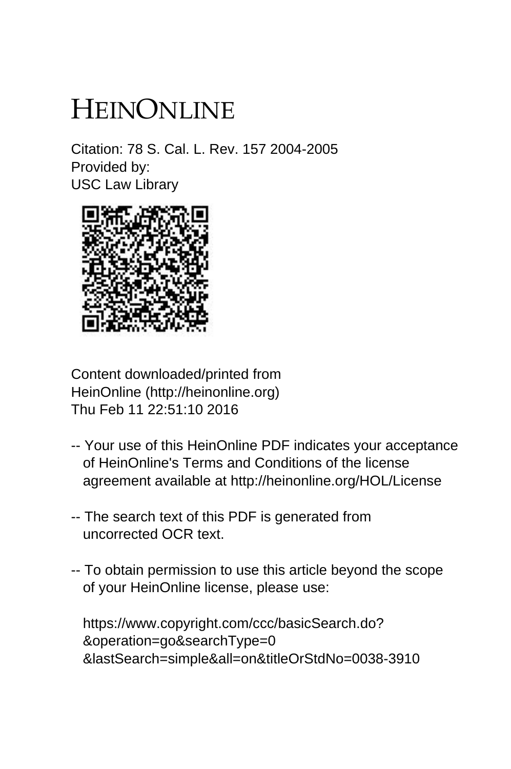# HEINONLINE

Citation: 78 S. Cal. L. Rev. 157 2004-2005
Provided by:
USC Law Library

Content downloaded/printed from
HeinOnline (http://heinonline.org)
Thu Feb 11 22:51:10 2016

-- Your use of this HeinOnline PDF indicates your acceptance of HeinOnline's Terms and Conditions of the license agreement available at http://heinonline.org/HOL/License

-- The search text of this PDF is generated from uncorrected OCR text.

-- To obtain permission to use this article beyond the scope of your HeinOnline license, please use:

https://www.copyright.com/ccc/basicSearch.do?
&operation=go&searchType=0
&lastSearch=simple&all=on&titleOrStdNo=0038-3910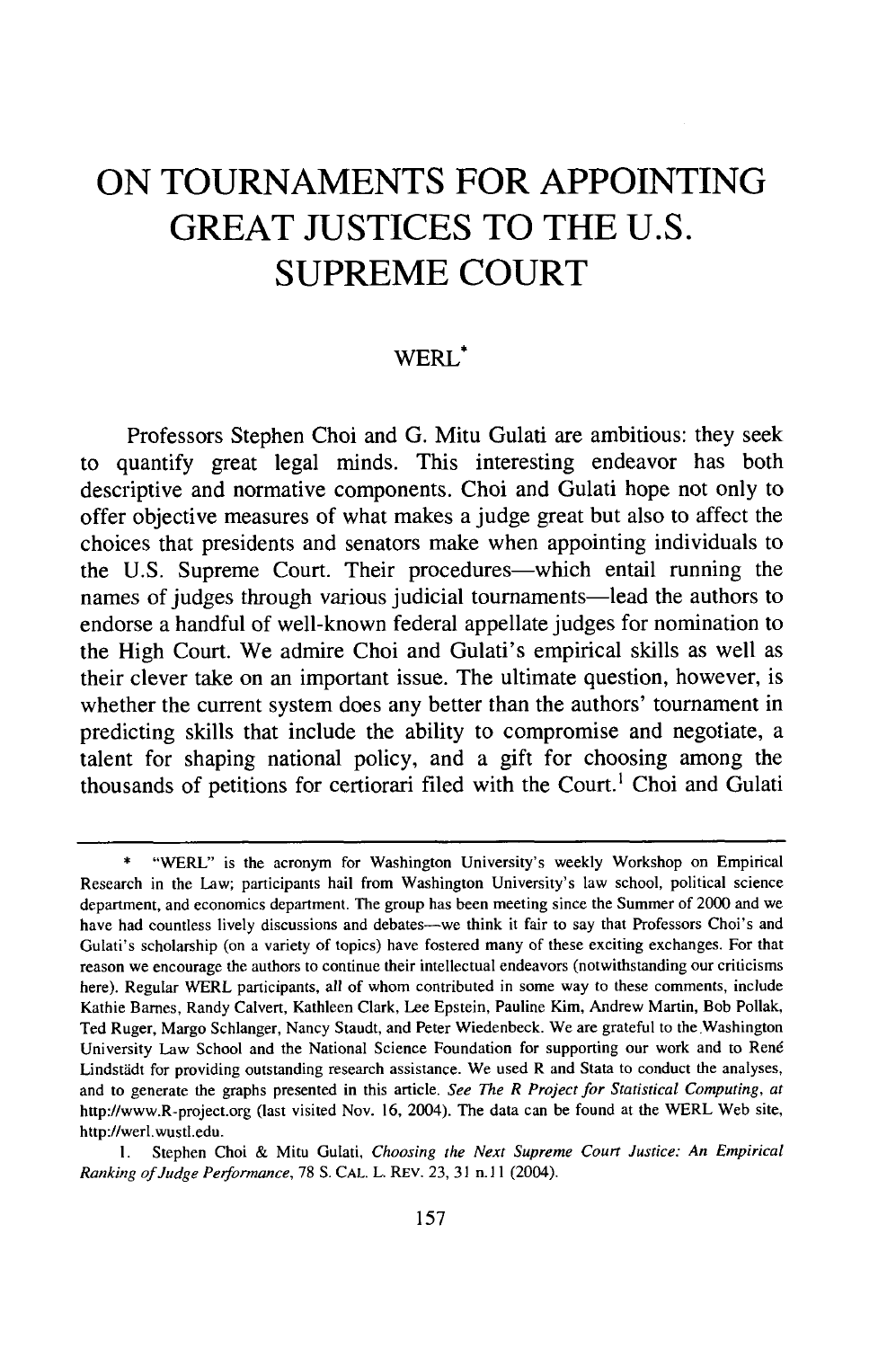# ON TOURNAMENTS FOR APPOINTING GREAT JUSTICES TO THE U.S. SUPREME COURT

WERL*

Professors Stephen Choi and G. Mitu Gulati are ambitious: they seek to quantify great legal minds. This interesting endeavor has both descriptive and normative components. Choi and Gulati hope not only to offer objective measures of what makes a judge great but also to affect the choices that presidents and senators make when appointing individuals to the U.S. Supreme Court. Their procedures—which entail running the names of judges through various judicial tournaments—lead the authors to endorse a handful of well-known federal appellate judges for nomination to the High Court. We admire Choi and Gulati's empirical skills as well as their clever take on an important issue. The ultimate question, however, is whether the current system does any better than the authors' tournament in predicting skills that include the ability to compromise and negotiate, a talent for shaping national policy, and a gift for choosing among the thousands of petitions for certiorari filed with the Court.[1] Choi and Gulati

---

\* "WERL" is the acronym for Washington University's weekly Workshop on Empirical Research in the Law; participants hail from Washington University's law school, political science department, and economics department. The group has been meeting since the Summer of 2000 and we have had countless lively discussions and debates—we think it fair to say that Professors Choi's and Gulati's scholarship (on a variety of topics) have fostered many of these exciting exchanges. For that reason we encourage the authors to continue their intellectual endeavors (notwithstanding our criticisms here). Regular WERL participants, all of whom contributed in some way to these comments, include Kathie Barnes, Randy Calvert, Kathleen Clark, Lee Epstein, Pauline Kim, Andrew Martin, Bob Pollak, Ted Ruger, Margo Schlanger, Nancy Staudt, and Peter Wiedenbeck. We are grateful to the Washington University Law School and the National Science Foundation for supporting our work and to René Lindstädt for providing outstanding research assistance. We used R and Stata to conduct the analyses, and to generate the graphs presented in this article. *See The R Project for Statistical Computing*, *at* http://www.R-project.org (last visited Nov. 16, 2004). The data can be found at the WERL Web site, http://werl.wustl.edu.

1. Stephen Choi & Mitu Gulati, *Choosing the Next Supreme Court Justice: An Empirical Ranking of Judge Performance*, 78 S. CAL. L. REV. 23, 31 n.11 (2004).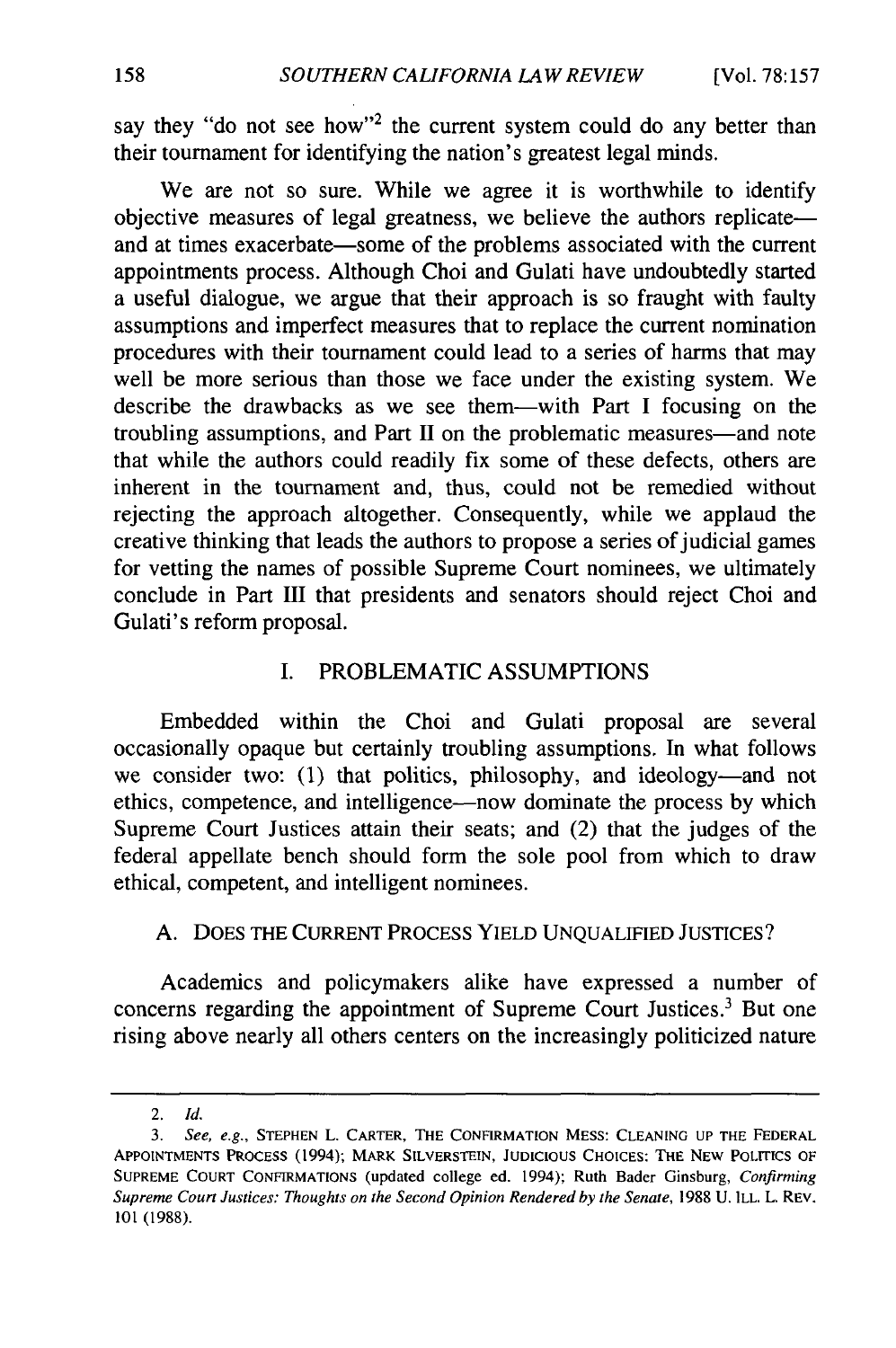say they "do not see how"[2] the current system could do any better than their tournament for identifying the nation's greatest legal minds.

We are not so sure. While we agree it is worthwhile to identify objective measures of legal greatness, we believe the authors replicate—and at times exacerbate—some of the problems associated with the current appointments process. Although Choi and Gulati have undoubtedly started a useful dialogue, we argue that their approach is so fraught with faulty assumptions and imperfect measures that to replace the current nomination procedures with their tournament could lead to a series of harms that may well be more serious than those we face under the existing system. We describe the drawbacks as we see them—with Part I focusing on the troubling assumptions, and Part II on the problematic measures—and note that while the authors could readily fix some of these defects, others are inherent in the tournament and, thus, could not be remedied without rejecting the approach altogether. Consequently, while we applaud the creative thinking that leads the authors to propose a series of judicial games for vetting the names of possible Supreme Court nominees, we ultimately conclude in Part III that presidents and senators should reject Choi and Gulati's reform proposal.

## I. PROBLEMATIC ASSUMPTIONS

Embedded within the Choi and Gulati proposal are several occasionally opaque but certainly troubling assumptions. In what follows we consider two: (1) that politics, philosophy, and ideology—and not ethics, competence, and intelligence—now dominate the process by which Supreme Court Justices attain their seats; and (2) that the judges of the federal appellate bench should form the sole pool from which to draw ethical, competent, and intelligent nominees.

### A. DOES THE CURRENT PROCESS YIELD UNQUALIFIED JUSTICES?

Academics and policymakers alike have expressed a number of concerns regarding the appointment of Supreme Court Justices.[3] But one rising above nearly all others centers on the increasingly politicized nature

---

2. *Id.*

3. *See, e.g.*, STEPHEN L. CARTER, THE CONFIRMATION MESS: CLEANING UP THE FEDERAL APPOINTMENTS PROCESS (1994); MARK SILVERSTEIN, JUDICIOUS CHOICES: THE NEW POLITICS OF SUPREME COURT CONFIRMATIONS (updated college ed. 1994); Ruth Bader Ginsburg, *Confirming Supreme Court Justices: Thoughts on the Second Opinion Rendered by the Senate*, 1988 U. ILL. L. REV. 101 (1988).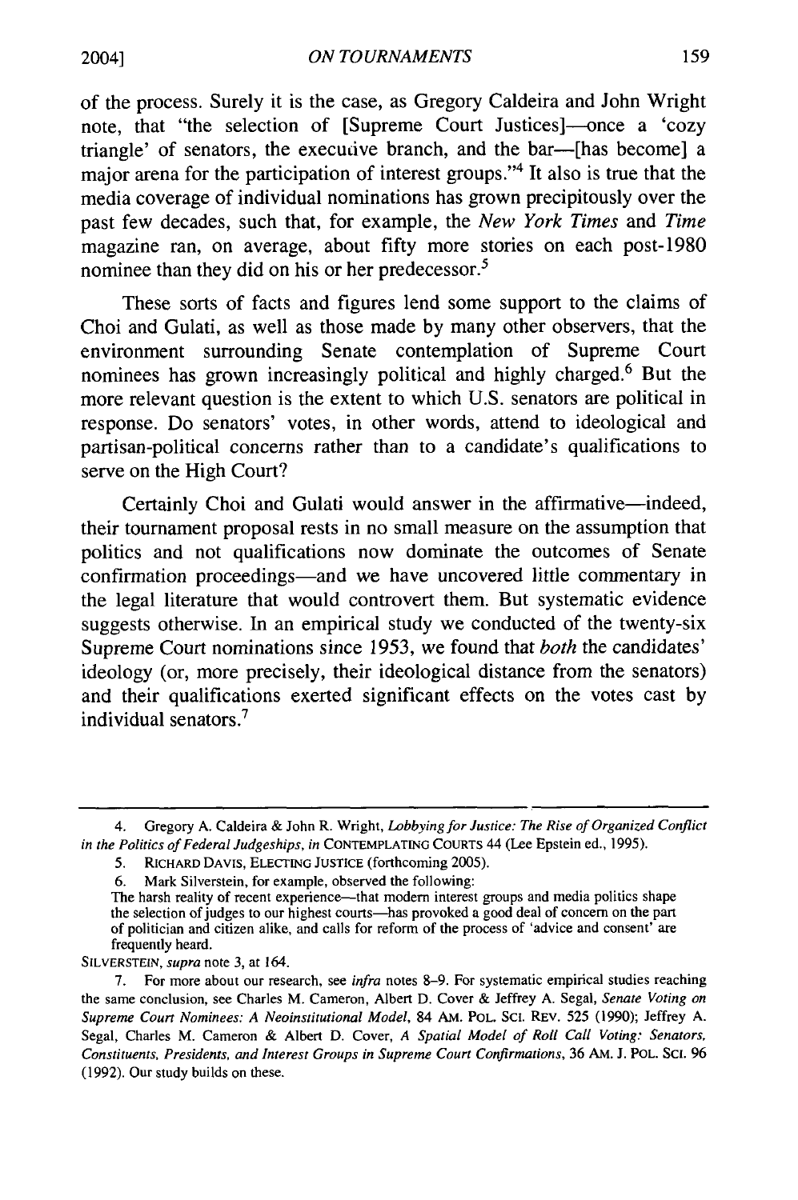of the process. Surely it is the case, as Gregory Caldeira and John Wright note, that "the selection of [Supreme Court Justices]—once a 'cozy triangle' of senators, the executive branch, and the bar—[has become] a major arena for the participation of interest groups."[4] It also is true that the media coverage of individual nominations has grown precipitously over the past few decades, such that, for example, the *New York Times* and *Time* magazine ran, on average, about fifty more stories on each post-1980 nominee than they did on his or her predecessor.[5]

These sorts of facts and figures lend some support to the claims of Choi and Gulati, as well as those made by many other observers, that the environment surrounding Senate contemplation of Supreme Court nominees has grown increasingly political and highly charged.[6] But the more relevant question is the extent to which U.S. senators are political in response. Do senators' votes, in other words, attend to ideological and partisan-political concerns rather than to a candidate's qualifications to serve on the High Court?

Certainly Choi and Gulati would answer in the affirmative—indeed, their tournament proposal rests in no small measure on the assumption that politics and not qualifications now dominate the outcomes of Senate confirmation proceedings—and we have uncovered little commentary in the legal literature that would controvert them. But systematic evidence suggests otherwise. In an empirical study we conducted of the twenty-six Supreme Court nominations since 1953, we found that *both* the candidates' ideology (or, more precisely, their ideological distance from the senators) and their qualifications exerted significant effects on the votes cast by individual senators.[7]

---

4. Gregory A. Caldeira & John R. Wright, *Lobbying for Justice: The Rise of Organized Conflict in the Politics of Federal Judgeships*, *in* CONTEMPLATING COURTS 44 (Lee Epstein ed., 1995).

5. RICHARD DAVIS, ELECTING JUSTICE (forthcoming 2005).

6. Mark Silverstein, for example, observed the following:

The harsh reality of recent experience—that modern interest groups and media politics shape the selection of judges to our highest courts—has provoked a good deal of concern on the part of politician and citizen alike, and calls for reform of the process of 'advice and consent' are frequently heard.

SILVERSTEIN, *supra* note 3, at 164.

7. For more about our research, see *infra* notes 8–9. For systematic empirical studies reaching the same conclusion, see Charles M. Cameron, Albert D. Cover & Jeffrey A. Segal, *Senate Voting on Supreme Court Nominees: A Neoinstitutional Model*, 84 AM. POL. SCI. REV. 525 (1990); Jeffrey A. Segal, Charles M. Cameron & Albert D. Cover, *A Spatial Model of Roll Call Voting: Senators, Constituents, Presidents, and Interest Groups in Supreme Court Confirmations*, 36 AM. J. POL. SCI. 96 (1992). Our study builds on these.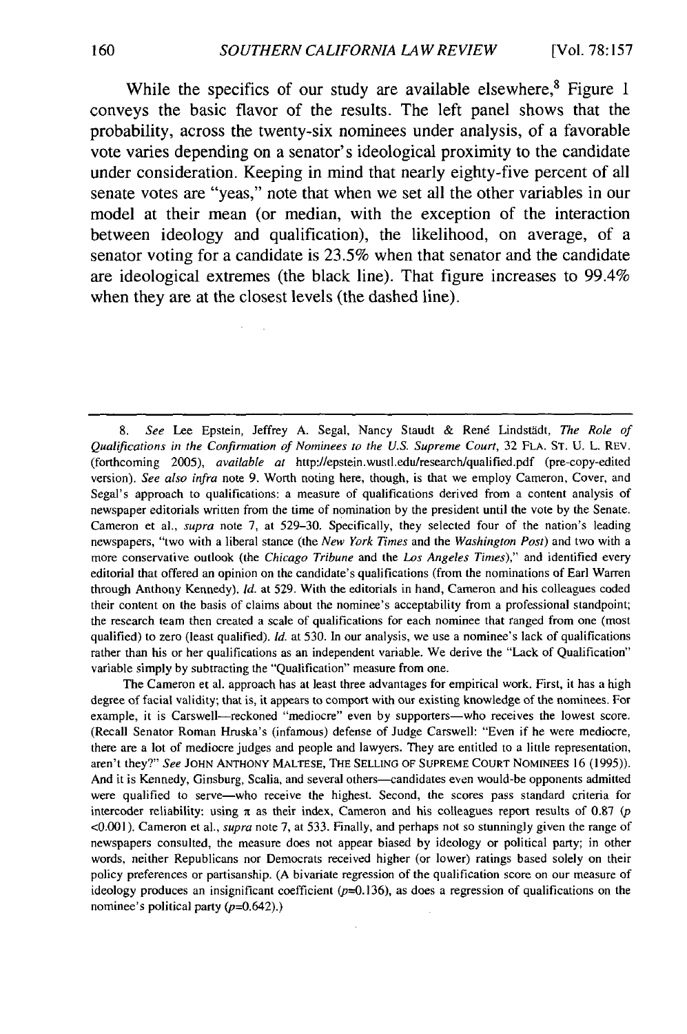While the specifics of our study are available elsewhere,[8] Figure 1 conveys the basic flavor of the results. The left panel shows that the probability, across the twenty-six nominees under analysis, of a favorable vote varies depending on a senator's ideological proximity to the candidate under consideration. Keeping in mind that nearly eighty-five percent of all senate votes are "yeas," note that when we set all the other variables in our model at their mean (or median, with the exception of the interaction between ideology and qualification), the likelihood, on average, of a senator voting for a candidate is 23.5% when that senator and the candidate are ideological extremes (the black line). That figure increases to 99.4% when they are at the closest levels (the dashed line).

---

8. *See* Lee Epstein, Jeffrey A. Segal, Nancy Staudt & René Lindstädt, *The Role of Qualifications in the Confirmation of Nominees to the U.S. Supreme Court*, 32 FLA. ST. U. L. REV. (forthcoming 2005), *available at* http://epstein.wustl.edu/research/qualified.pdf (pre-copy-edited version). *See also infra* note 9. Worth noting here, though, is that we employ Cameron, Cover, and Segal's approach to qualifications: a measure of qualifications derived from a content analysis of newspaper editorials written from the time of nomination by the president until the vote by the Senate. Cameron et al., *supra* note 7, at 529–30. Specifically, they selected four of the nation's leading newspapers, "two with a liberal stance (the *New York Times* and the *Washington Post*) and two with a more conservative outlook (the *Chicago Tribune* and the *Los Angeles Times*)," and identified every editorial that offered an opinion on the candidate's qualifications (from the nominations of Earl Warren through Anthony Kennedy). *Id.* at 529. With the editorials in hand, Cameron and his colleagues coded their content on the basis of claims about the nominee's acceptability from a professional standpoint; the research team then created a scale of qualifications for each nominee that ranged from one (most qualified) to zero (least qualified). *Id.* at 530. In our analysis, we use a nominee's lack of qualifications rather than his or her qualifications as an independent variable. We derive the "Lack of Qualification" variable simply by subtracting the "Qualification" measure from one.

The Cameron et al. approach has at least three advantages for empirical work. First, it has a high degree of facial validity; that is, it appears to comport with our existing knowledge of the nominees. For example, it is Carswell—reckoned "mediocre" even by supporters—who receives the lowest score. (Recall Senator Roman Hruska's (infamous) defense of Judge Carswell: "Even if he were mediocre, there are a lot of mediocre judges and people and lawyers. They are entitled to a little representation, aren't they?" *See* JOHN ANTHONY MALTESE, THE SELLING OF SUPREME COURT NOMINEES 16 (1995)). And it is Kennedy, Ginsburg, Scalia, and several others—candidates even would-be opponents admitted were qualified to serve—who receive the highest. Second, the scores pass standard criteria for intercoder reliability: using $\pi$ as their index, Cameron and his colleagues report results of 0.87 ($p < 0.001$). Cameron et al., *supra* note 7, at 533. Finally, and perhaps not so stunningly given the range of newspapers consulted, the measure does not appear biased by ideology or political party; in other words, neither Republicans nor Democrats received higher (or lower) ratings based solely on their policy preferences or partisanship. (A bivariate regression of the qualification score on our measure of ideology produces an insignificant coefficient ($p$=0.136), as does a regression of qualifications on the nominee's political party ($p$=0.642).)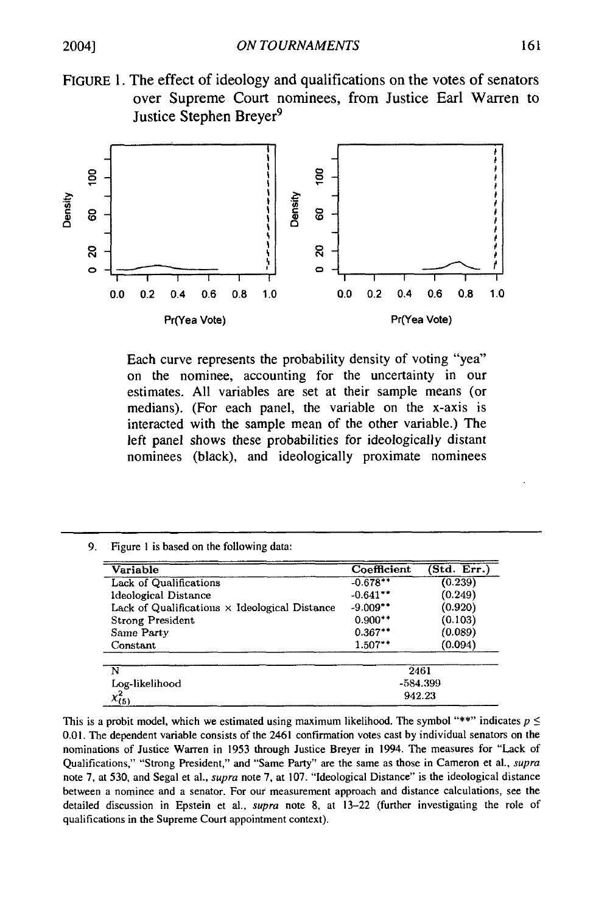FIGURE 1. The effect of ideology and qualifications on the votes of senators over Supreme Court nominees, from Justice Earl Warren to Justice Stephen Breyer[9]

Each curve represents the probability density of voting "yea" on the nominee, accounting for the uncertainty in our estimates. All variables are set at their sample means (or medians). (For each panel, the variable on the x-axis is interacted with the sample mean of the other variable.) The left panel shows these probabilities for ideologically distant nominees (black), and ideologically proximate nominees

---

9. Figure 1 is based on the following data:

| Variable | Coefficient | (Std. Err.) |
|---|---|---|
| Lack of Qualifications | -0.678** | (0.239) |
| Ideological Distance | -0.641** | (0.249) |
| Lack of Qualifications × Ideological Distance | -9.009** | (0.920) |
| Strong President | 0.900** | (0.103) |
| Same Party | 0.367** | (0.089) |
| Constant | 1.507** | (0.094) |
| N | 2461 | |
| Log-likelihood | -584.399 | |
| $\chi^2_{(5)}$ | 942.23 | |

This is a probit model, which we estimated using maximum likelihood. The symbol "**" indicates $p \leq 0.01$. The dependent variable consists of the 2461 confirmation votes cast by individual senators on the nominations of Justice Warren in 1953 through Justice Breyer in 1994. The measures for "Lack of Qualifications," "Strong President," and "Same Party" are the same as those in Cameron et al., *supra* note 7, at 530, and Segal et al., *supra* note 7, at 107. "Ideological Distance" is the ideological distance between a nominee and a senator. For our measurement approach and distance calculations, see the detailed discussion in Epstein et al., *supra* note 8, at 13–22 (further investigating the role of qualifications in the Supreme Court appointment context).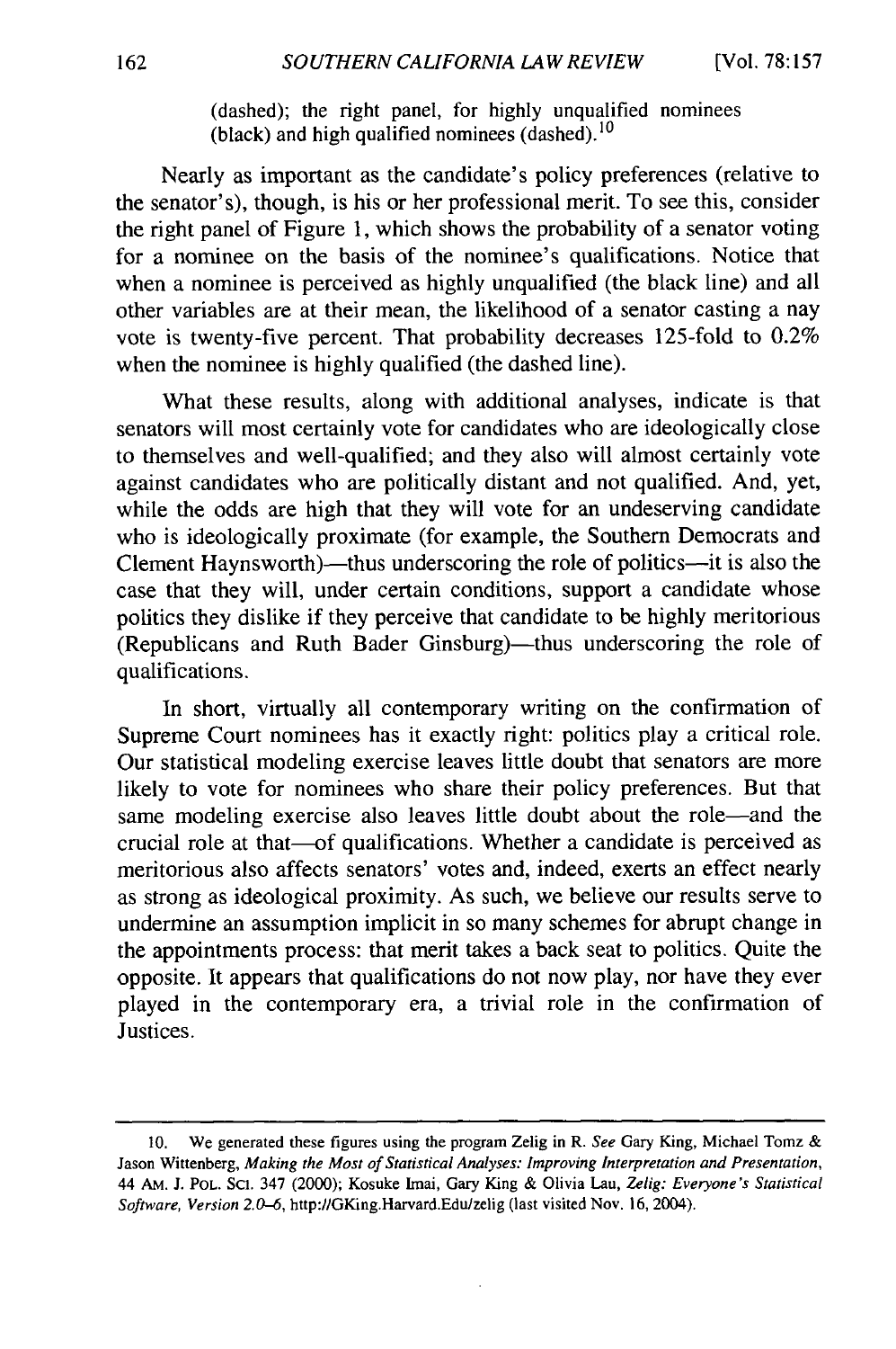(dashed); the right panel, for highly unqualified nominees (black) and high qualified nominees (dashed).[10]

Nearly as important as the candidate's policy preferences (relative to the senator's), though, is his or her professional merit. To see this, consider the right panel of Figure 1, which shows the probability of a senator voting for a nominee on the basis of the nominee's qualifications. Notice that when a nominee is perceived as highly unqualified (the black line) and all other variables are at their mean, the likelihood of a senator casting a nay vote is twenty-five percent. That probability decreases 125-fold to 0.2% when the nominee is highly qualified (the dashed line).

What these results, along with additional analyses, indicate is that senators will most certainly vote for candidates who are ideologically close to themselves and well-qualified; and they also will almost certainly vote against candidates who are politically distant and not qualified. And, yet, while the odds are high that they will vote for an undeserving candidate who is ideologically proximate (for example, the Southern Democrats and Clement Haynsworth)—thus underscoring the role of politics—it is also the case that they will, under certain conditions, support a candidate whose politics they dislike if they perceive that candidate to be highly meritorious (Republicans and Ruth Bader Ginsburg)—thus underscoring the role of qualifications.

In short, virtually all contemporary writing on the confirmation of Supreme Court nominees has it exactly right: politics play a critical role. Our statistical modeling exercise leaves little doubt that senators are more likely to vote for nominees who share their policy preferences. But that same modeling exercise also leaves little doubt about the role—and the crucial role at that—of qualifications. Whether a candidate is perceived as meritorious also affects senators' votes and, indeed, exerts an effect nearly as strong as ideological proximity. As such, we believe our results serve to undermine an assumption implicit in so many schemes for abrupt change in the appointments process: that merit takes a back seat to politics. Quite the opposite. It appears that qualifications do not now play, nor have they ever played in the contemporary era, a trivial role in the confirmation of Justices.

---

10. We generated these figures using the program Zelig in R. *See* Gary King, Michael Tomz & Jason Wittenberg, *Making the Most of Statistical Analyses: Improving Interpretation and Presentation*, 44 AM. J. POL. SCI. 347 (2000); Kosuke Imai, Gary King & Olivia Lau, *Zelig: Everyone's Statistical Software, Version 2.0–6*, http://GKing.Harvard.Edu/zelig (last visited Nov. 16, 2004).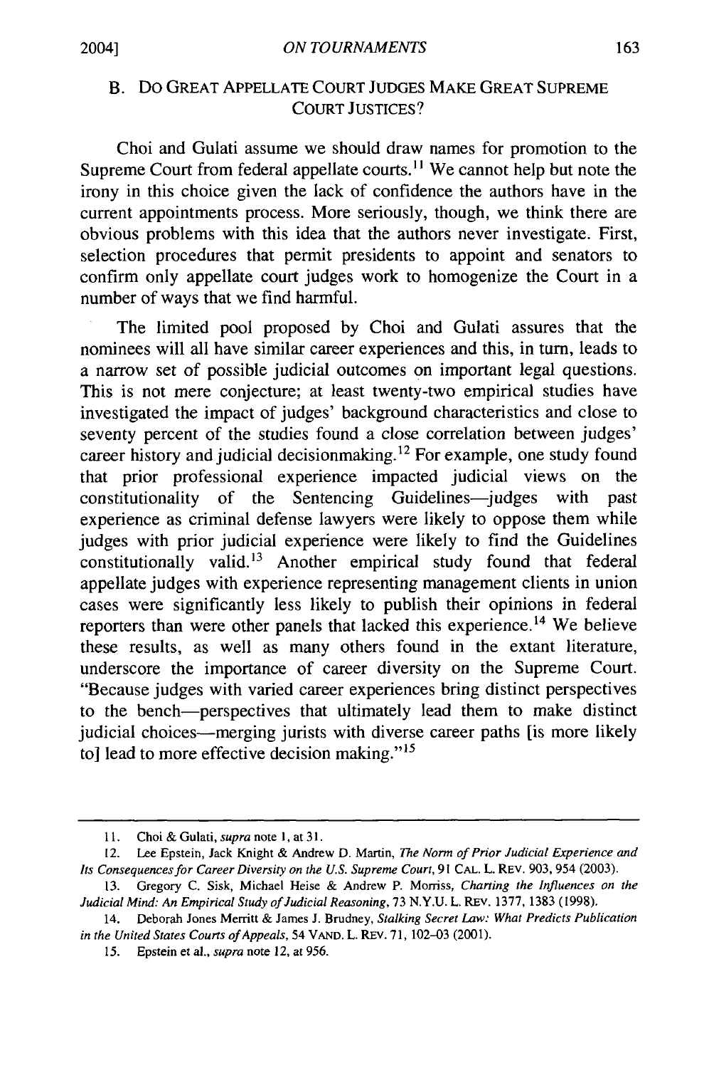## B. DO GREAT APPELLATE COURT JUDGES MAKE GREAT SUPREME COURT JUSTICES?

Choi and Gulati assume we should draw names for promotion to the Supreme Court from federal appellate courts.[11] We cannot help but note the irony in this choice given the lack of confidence the authors have in the current appointments process. More seriously, though, we think there are obvious problems with this idea that the authors never investigate. First, selection procedures that permit presidents to appoint and senators to confirm only appellate court judges work to homogenize the Court in a number of ways that we find harmful.

The limited pool proposed by Choi and Gulati assures that the nominees will all have similar career experiences and this, in turn, leads to a narrow set of possible judicial outcomes on important legal questions. This is not mere conjecture; at least twenty-two empirical studies have investigated the impact of judges' background characteristics and close to seventy percent of the studies found a close correlation between judges' career history and judicial decisionmaking.[12] For example, one study found that prior professional experience impacted judicial views on the constitutionality of the Sentencing Guidelines—judges with past experience as criminal defense lawyers were likely to oppose them while judges with prior judicial experience were likely to find the Guidelines constitutionally valid.[13] Another empirical study found that federal appellate judges with experience representing management clients in union cases were significantly less likely to publish their opinions in federal reporters than were other panels that lacked this experience.[14] We believe these results, as well as many others found in the extant literature, underscore the importance of career diversity on the Supreme Court. "Because judges with varied career experiences bring distinct perspectives to the bench—perspectives that ultimately lead them to make distinct judicial choices—merging jurists with diverse career paths [is more likely to] lead to more effective decision making."[15]

---

11. Choi & Gulati, *supra* note 1, at 31.

12. Lee Epstein, Jack Knight & Andrew D. Martin, *The Norm of Prior Judicial Experience and Its Consequences for Career Diversity on the U.S. Supreme Court*, 91 CAL. L. REV. 903, 954 (2003).

13. Gregory C. Sisk, Michael Heise & Andrew P. Morriss, *Charting the Influences on the Judicial Mind: An Empirical Study of Judicial Reasoning*, 73 N.Y.U. L. REV. 1377, 1383 (1998).

14. Deborah Jones Merritt & James J. Brudney, *Stalking Secret Law: What Predicts Publication in the United States Courts of Appeals*, 54 VAND. L. REV. 71, 102–03 (2001).

15. Epstein et al., *supra* note 12, at 956.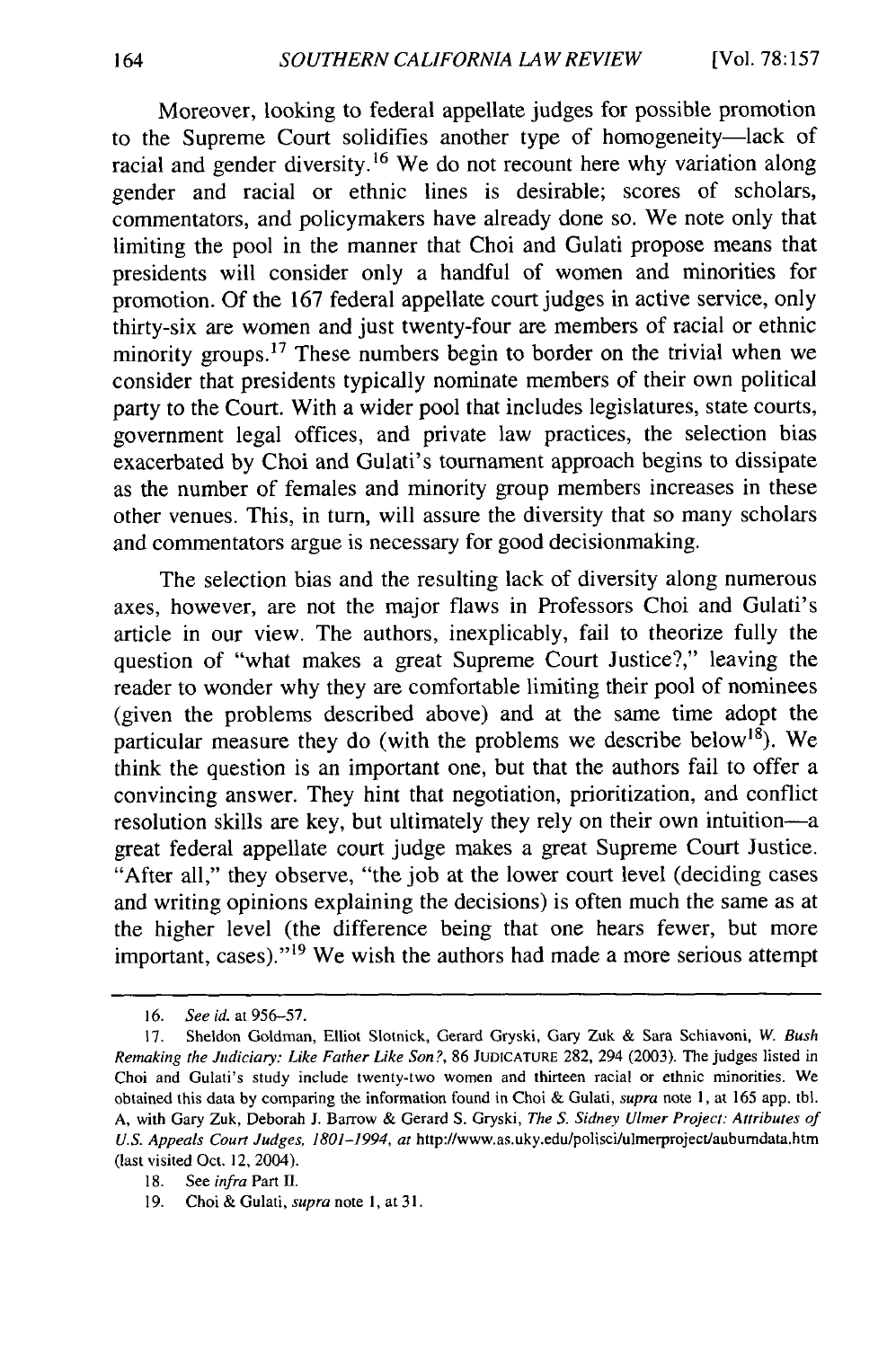Moreover, looking to federal appellate judges for possible promotion to the Supreme Court solidifies another type of homogeneity—lack of racial and gender diversity.[16] We do not recount here why variation along gender and racial or ethnic lines is desirable; scores of scholars, commentators, and policymakers have already done so. We note only that limiting the pool in the manner that Choi and Gulati propose means that presidents will consider only a handful of women and minorities for promotion. Of the 167 federal appellate court judges in active service, only thirty-six are women and just twenty-four are members of racial or ethnic minority groups.[17] These numbers begin to border on the trivial when we consider that presidents typically nominate members of their own political party to the Court. With a wider pool that includes legislatures, state courts, government legal offices, and private law practices, the selection bias exacerbated by Choi and Gulati's tournament approach begins to dissipate as the number of females and minority group members increases in these other venues. This, in turn, will assure the diversity that so many scholars and commentators argue is necessary for good decisionmaking.

The selection bias and the resulting lack of diversity along numerous axes, however, are not the major flaws in Professors Choi and Gulati's article in our view. The authors, inexplicably, fail to theorize fully the question of "what makes a great Supreme Court Justice?," leaving the reader to wonder why they are comfortable limiting their pool of nominees (given the problems described above) and at the same time adopt the particular measure they do (with the problems we describe below[18]). We think the question is an important one, but that the authors fail to offer a convincing answer. They hint that negotiation, prioritization, and conflict resolution skills are key, but ultimately they rely on their own intuition—a great federal appellate court judge makes a great Supreme Court Justice. "After all," they observe, "the job at the lower court level (deciding cases and writing opinions explaining the decisions) is often much the same as at the higher level (the difference being that one hears fewer, but more important, cases)."[19] We wish the authors had made a more serious attempt

---

16. *See id.* at 956–57.

17. Sheldon Goldman, Elliot Slotnick, Gerard Gryski, Gary Zuk & Sara Schiavoni, *W. Bush Remaking the Judiciary: Like Father Like Son?*, 86 JUDICATURE 282, 294 (2003). The judges listed in Choi and Gulati's study include twenty-two women and thirteen racial or ethnic minorities. We obtained this data by comparing the information found in Choi & Gulati, *supra* note 1, at 165 app. tbl. A, with Gary Zuk, Deborah J. Barrow & Gerard S. Gryski, *The S. Sidney Ulmer Project: Attributes of U.S. Appeals Court Judges, 1801–1994*, *at* http://www.as.uky.edu/polisci/ulmerproject/auburndata.htm (last visited Oct. 12, 2004).

18. See *infra* Part II.

19. Choi & Gulati, *supra* note 1, at 31.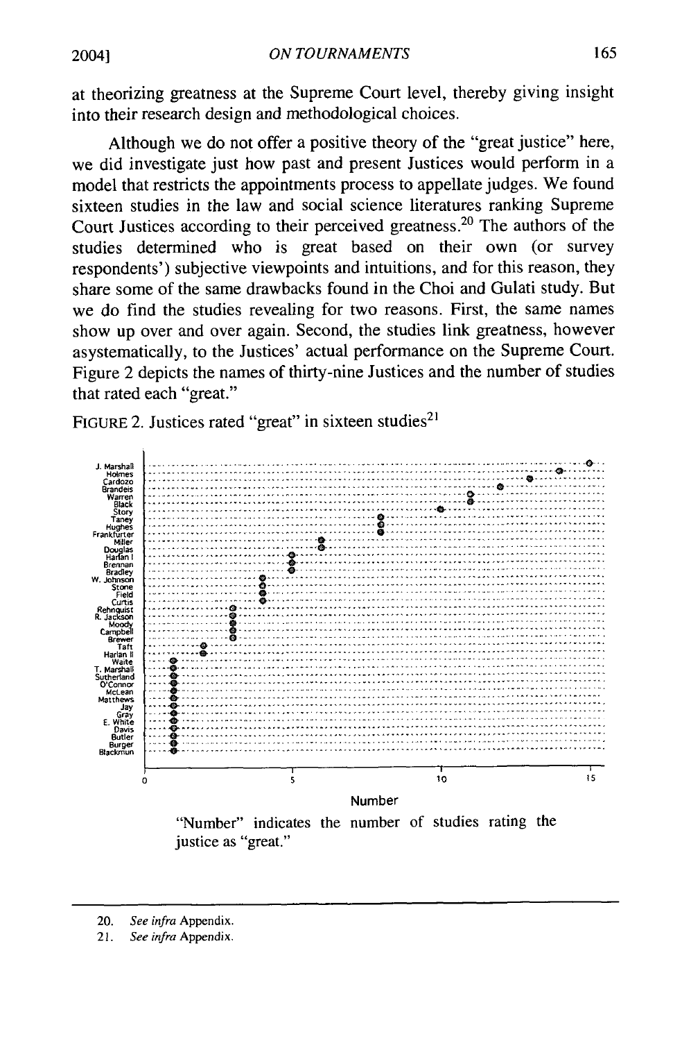at theorizing greatness at the Supreme Court level, thereby giving insight into their research design and methodological choices.

Although we do not offer a positive theory of the "great justice" here, we did investigate just how past and present Justices would perform in a model that restricts the appointments process to appellate judges. We found sixteen studies in the law and social science literatures ranking Supreme Court Justices according to their perceived greatness.[20] The authors of the studies determined who is great based on their own (or survey respondents') subjective viewpoints and intuitions, and for this reason, they share some of the same drawbacks found in the Choi and Gulati study. But we do find the studies revealing for two reasons. First, the same names show up over and over again. Second, the studies link greatness, however asystematically, to the Justices' actual performance on the Supreme Court. Figure 2 depicts the names of thirty-nine Justices and the number of studies that rated each "great."

FIGURE 2. Justices rated "great" in sixteen studies[21]

"Number" indicates the number of studies rating the justice as "great."

---

20. *See infra* Appendix.

21. *See infra* Appendix.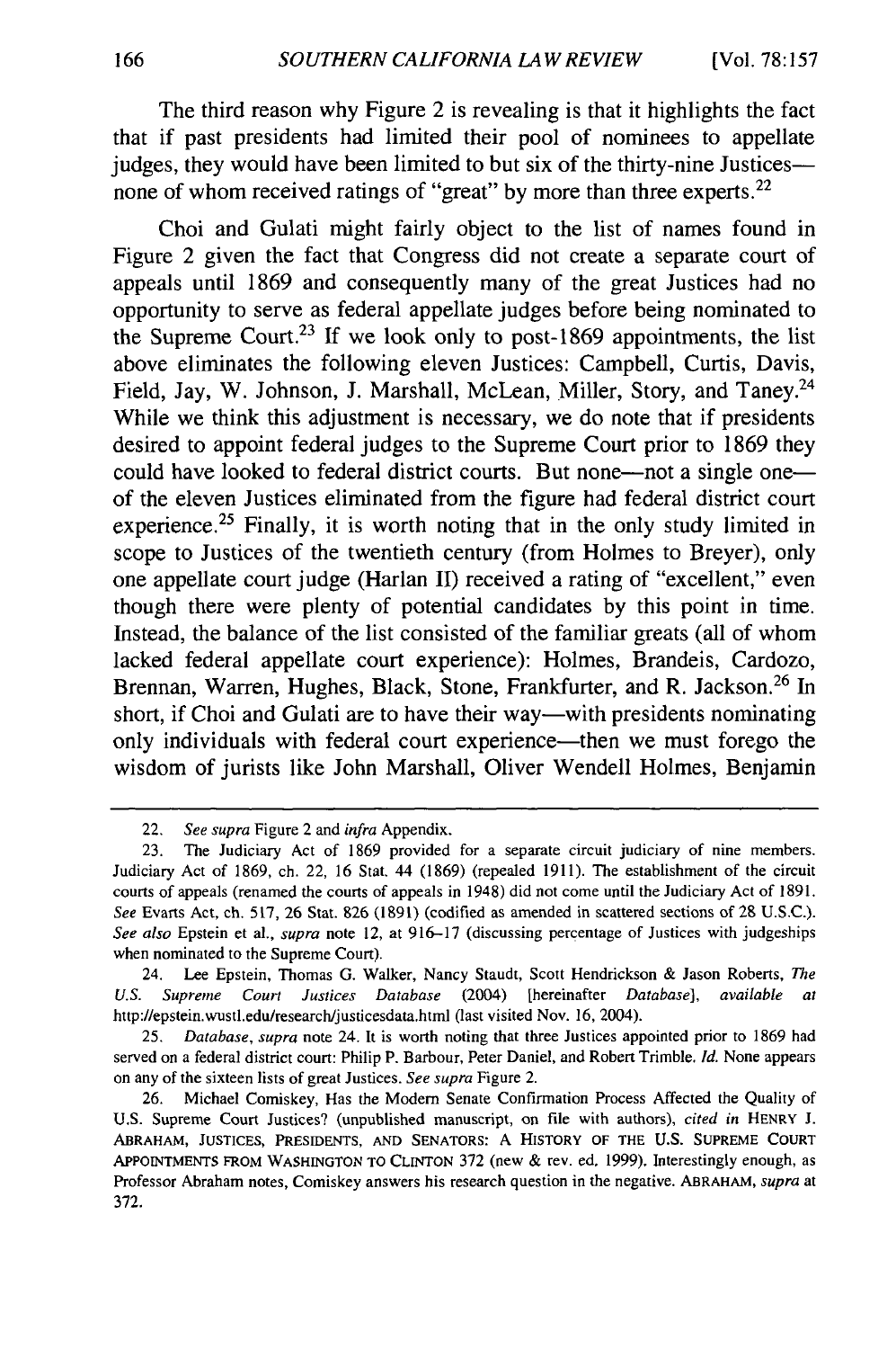The third reason why Figure 2 is revealing is that it highlights the fact that if past presidents had limited their pool of nominees to appellate judges, they would have been limited to but six of the thirty-nine Justices—none of whom received ratings of "great" by more than three experts.[22]

Choi and Gulati might fairly object to the list of names found in Figure 2 given the fact that Congress did not create a separate court of appeals until 1869 and consequently many of the great Justices had no opportunity to serve as federal appellate judges before being nominated to the Supreme Court.[23] If we look only to post-1869 appointments, the list above eliminates the following eleven Justices: Campbell, Curtis, Davis, Field, Jay, W. Johnson, J. Marshall, McLean, Miller, Story, and Taney.[24] While we think this adjustment is necessary, we do note that if presidents desired to appoint federal judges to the Supreme Court prior to 1869 they could have looked to federal district courts. But none—not a single one—of the eleven Justices eliminated from the figure had federal district court experience.[25] Finally, it is worth noting that in the only study limited in scope to Justices of the twentieth century (from Holmes to Breyer), only one appellate court judge (Harlan II) received a rating of "excellent," even though there were plenty of potential candidates by this point in time. Instead, the balance of the list consisted of the familiar greats (all of whom lacked federal appellate court experience): Holmes, Brandeis, Cardozo, Brennan, Warren, Hughes, Black, Stone, Frankfurter, and R. Jackson.[26] In short, if Choi and Gulati are to have their way—with presidents nominating only individuals with federal court experience—then we must forego the wisdom of jurists like John Marshall, Oliver Wendell Holmes, Benjamin

---

22. *See supra* Figure 2 and *infra* Appendix.

23. The Judiciary Act of 1869 provided for a separate circuit judiciary of nine members. Judiciary Act of 1869, ch. 22, 16 Stat. 44 (1869) (repealed 1911). The establishment of the circuit courts of appeals (renamed the courts of appeals in 1948) did not come until the Judiciary Act of 1891. *See* Evarts Act, ch. 517, 26 Stat. 826 (1891) (codified as amended in scattered sections of 28 U.S.C.). *See also* Epstein et al., *supra* note 12, at 916–17 (discussing percentage of Justices with judgeships when nominated to the Supreme Court).

24. Lee Epstein, Thomas G. Walker, Nancy Staudt, Scott Hendrickson & Jason Roberts, *The U.S. Supreme Court Justices Database* (2004) [hereinafter *Database*], *available at* http://epstein.wustl.edu/research/justicesdata.html (last visited Nov. 16, 2004).

25. *Database*, *supra* note 24. It is worth noting that three Justices appointed prior to 1869 had served on a federal district court: Philip P. Barbour, Peter Daniel, and Robert Trimble. *Id.* None appears on any of the sixteen lists of great Justices. *See supra* Figure 2.

26. Michael Comiskey, Has the Modern Senate Confirmation Process Affected the Quality of U.S. Supreme Court Justices? (unpublished manuscript, on file with authors), *cited in* HENRY J. ABRAHAM, JUSTICES, PRESIDENTS, AND SENATORS: A HISTORY OF THE U.S. SUPREME COURT APPOINTMENTS FROM WASHINGTON TO CLINTON 372 (new & rev. ed. 1999). Interestingly enough, as Professor Abraham notes, Comiskey answers his research question in the negative. ABRAHAM, *supra* at 372.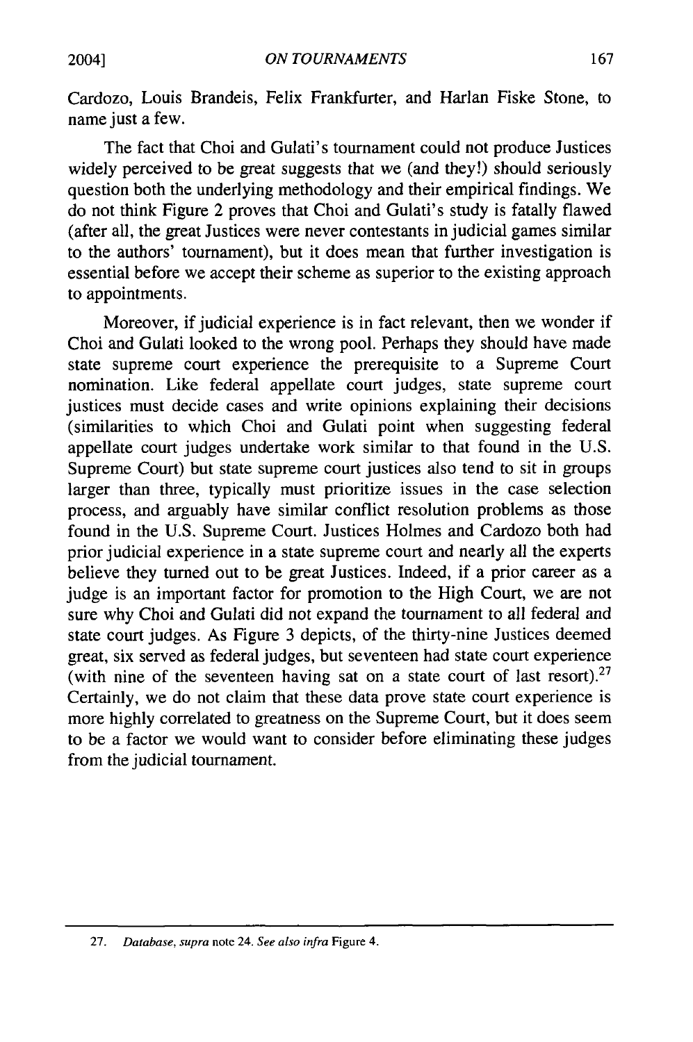Cardozo, Louis Brandeis, Felix Frankfurter, and Harlan Fiske Stone, to name just a few.

The fact that Choi and Gulati's tournament could not produce Justices widely perceived to be great suggests that we (and they!) should seriously question both the underlying methodology and their empirical findings. We do not think Figure 2 proves that Choi and Gulati's study is fatally flawed (after all, the great Justices were never contestants in judicial games similar to the authors' tournament), but it does mean that further investigation is essential before we accept their scheme as superior to the existing approach to appointments.

Moreover, if judicial experience is in fact relevant, then we wonder if Choi and Gulati looked to the wrong pool. Perhaps they should have made state supreme court experience the prerequisite to a Supreme Court nomination. Like federal appellate court judges, state supreme court justices must decide cases and write opinions explaining their decisions (similarities to which Choi and Gulati point when suggesting federal appellate court judges undertake work similar to that found in the U.S. Supreme Court) but state supreme court justices also tend to sit in groups larger than three, typically must prioritize issues in the case selection process, and arguably have similar conflict resolution problems as those found in the U.S. Supreme Court. Justices Holmes and Cardozo both had prior judicial experience in a state supreme court and nearly all the experts believe they turned out to be great Justices. Indeed, if a prior career as a judge is an important factor for promotion to the High Court, we are not sure why Choi and Gulati did not expand the tournament to all federal and state court judges. As Figure 3 depicts, of the thirty-nine Justices deemed great, six served as federal judges, but seventeen had state court experience (with nine of the seventeen having sat on a state court of last resort).[27] Certainly, we do not claim that these data prove state court experience is more highly correlated to greatness on the Supreme Court, but it does seem to be a factor we would want to consider before eliminating these judges from the judicial tournament.

---

27. *Database*, *supra* note 24. *See also infra* Figure 4.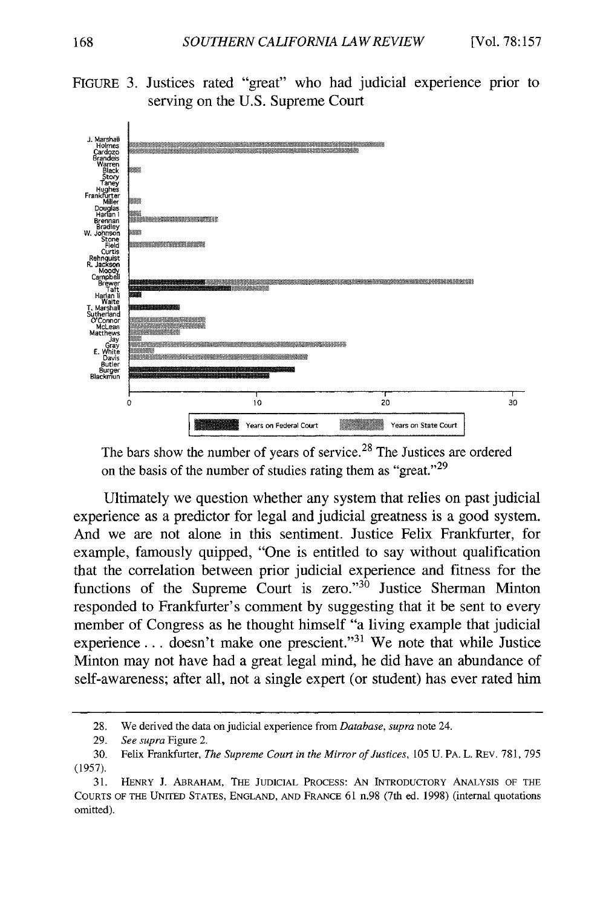FIGURE 3. Justices rated "great" who had judicial experience prior to serving on the U.S. Supreme Court

The bars show the number of years of service.[28] The Justices are ordered on the basis of the number of studies rating them as "great."[29]

Ultimately we question whether any system that relies on past judicial experience as a predictor for legal and judicial greatness is a good system. And we are not alone in this sentiment. Justice Felix Frankfurter, for example, famously quipped, "One is entitled to say without qualification that the correlation between prior judicial experience and fitness for the functions of the Supreme Court is zero."[30] Justice Sherman Minton responded to Frankfurter's comment by suggesting that it be sent to every member of Congress as he thought himself "a living example that judicial experience . . . doesn't make one prescient."[31] We note that while Justice Minton may not have had a great legal mind, he did have an abundance of self-awareness; after all, not a single expert (or student) has ever rated him

---

28. We derived the data on judicial experience from *Database*, *supra* note 24.

29. *See supra* Figure 2.

30. Felix Frankfurter, *The Supreme Court in the Mirror of Justices*, 105 U. PA. L. REV. 781, 795 (1957).

31. HENRY J. ABRAHAM, THE JUDICIAL PROCESS: AN INTRODUCTORY ANALYSIS OF THE COURTS OF THE UNITED STATES, ENGLAND, AND FRANCE 61 n.98 (7th ed. 1998) (internal quotations omitted).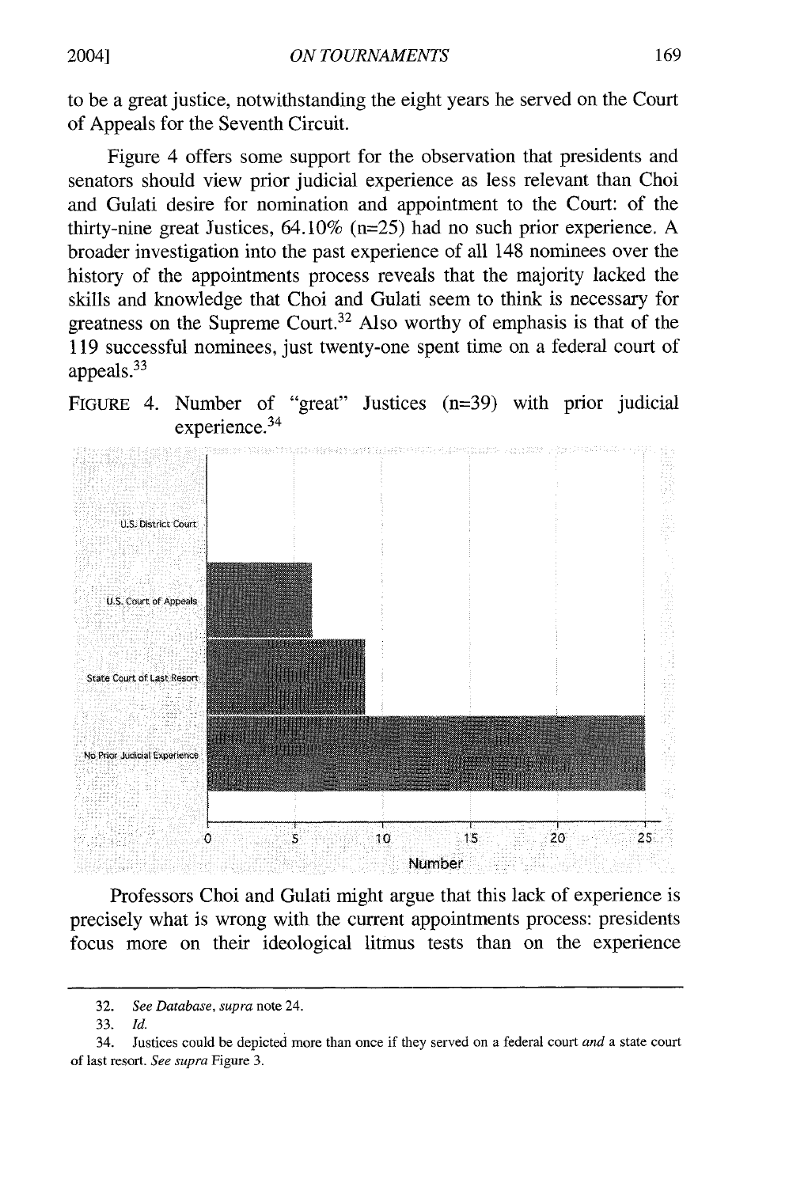to be a great justice, notwithstanding the eight years he served on the Court of Appeals for the Seventh Circuit.

Figure 4 offers some support for the observation that presidents and senators should view prior judicial experience as less relevant than Choi and Gulati desire for nomination and appointment to the Court: of the thirty-nine great Justices, 64.10% (n=25) had no such prior experience. A broader investigation into the past experience of all 148 nominees over the history of the appointments process reveals that the majority lacked the skills and knowledge that Choi and Gulati seem to think is necessary for greatness on the Supreme Court.[32] Also worthy of emphasis is that of the 119 successful nominees, just twenty-one spent time on a federal court of appeals.[33]

FIGURE 4. Number of "great" Justices (n=39) with prior judicial experience.[34]

Professors Choi and Gulati might argue that this lack of experience is precisely what is wrong with the current appointments process: presidents focus more on their ideological litmus tests than on the experience

---

32. *See Database*, *supra* note 24.

33. *Id.*

34. Justices could be depicted more than once if they served on a federal court *and* a state court of last resort. *See supra* Figure 3.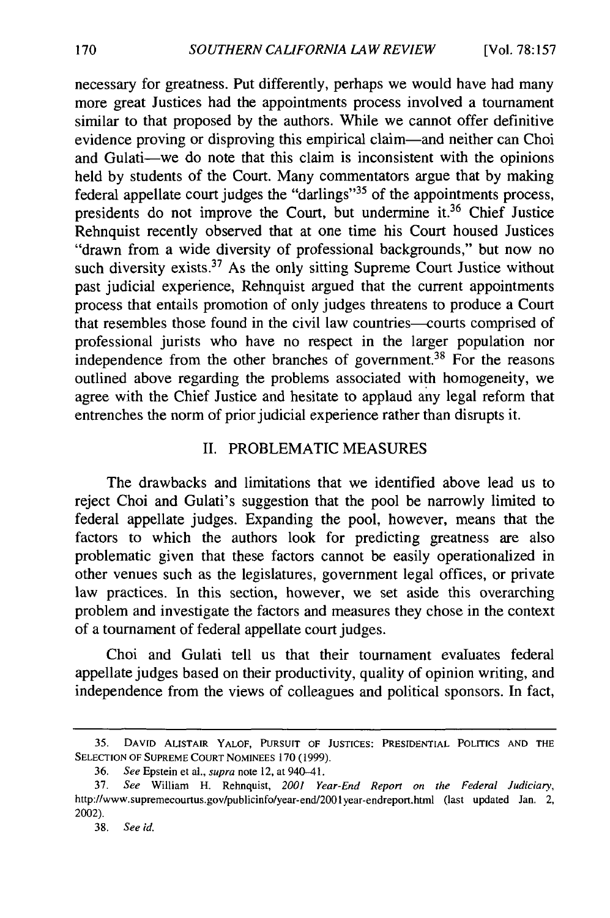necessary for greatness. Put differently, perhaps we would have had many more great Justices had the appointments process involved a tournament similar to that proposed by the authors. While we cannot offer definitive evidence proving or disproving this empirical claim—and neither can Choi and Gulati—we do note that this claim is inconsistent with the opinions held by students of the Court. Many commentators argue that by making federal appellate court judges the "darlings"[35] of the appointments process, presidents do not improve the Court, but undermine it.[36] Chief Justice Rehnquist recently observed that at one time his Court housed Justices "drawn from a wide diversity of professional backgrounds," but now no such diversity exists.[37] As the only sitting Supreme Court Justice without past judicial experience, Rehnquist argued that the current appointments process that entails promotion of only judges threatens to produce a Court that resembles those found in the civil law countries—courts comprised of professional jurists who have no respect in the larger population nor independence from the other branches of government.[38] For the reasons outlined above regarding the problems associated with homogeneity, we agree with the Chief Justice and hesitate to applaud any legal reform that entrenches the norm of prior judicial experience rather than disrupts it.

## II. PROBLEMATIC MEASURES

The drawbacks and limitations that we identified above lead us to reject Choi and Gulati's suggestion that the pool be narrowly limited to federal appellate judges. Expanding the pool, however, means that the factors to which the authors look for predicting greatness are also problematic given that these factors cannot be easily operationalized in other venues such as the legislatures, government legal offices, or private law practices. In this section, however, we set aside this overarching problem and investigate the factors and measures they chose in the context of a tournament of federal appellate court judges.

Choi and Gulati tell us that their tournament evaluates federal appellate judges based on their productivity, quality of opinion writing, and independence from the views of colleagues and political sponsors. In fact,

---

35. DAVID ALISTAIR YALOF, PURSUIT OF JUSTICES: PRESIDENTIAL POLITICS AND THE SELECTION OF SUPREME COURT NOMINEES 170 (1999).

36. *See* Epstein et al., *supra* note 12, at 940–41.

37. *See* William H. Rehnquist, *2001 Year-End Report on the Federal Judiciary*, http://www.supremecourtus.gov/publicinfo/year-end/2001year-endreport.html (last updated Jan. 2, 2002).

38. *See id.*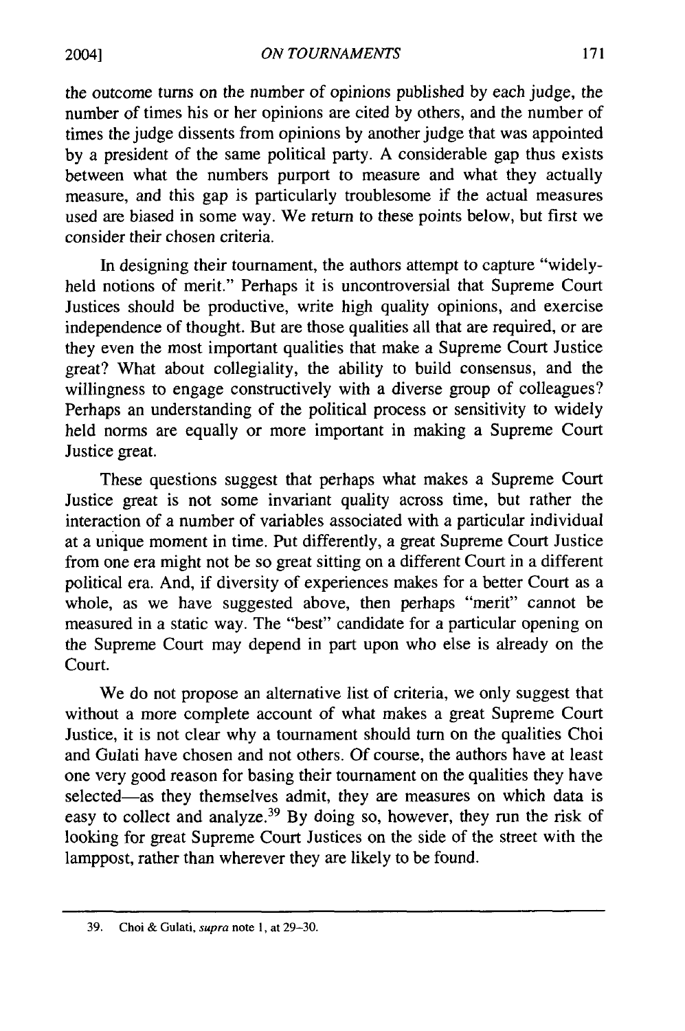the outcome turns on the number of opinions published by each judge, the number of times his or her opinions are cited by others, and the number of times the judge dissents from opinions by another judge that was appointed by a president of the same political party. A considerable gap thus exists between what the numbers purport to measure and what they actually measure, and this gap is particularly troublesome if the actual measures used are biased in some way. We return to these points below, but first we consider their chosen criteria.

In designing their tournament, the authors attempt to capture "widely-held notions of merit." Perhaps it is uncontroversial that Supreme Court Justices should be productive, write high quality opinions, and exercise independence of thought. But are those qualities all that are required, or are they even the most important qualities that make a Supreme Court Justice great? What about collegiality, the ability to build consensus, and the willingness to engage constructively with a diverse group of colleagues? Perhaps an understanding of the political process or sensitivity to widely held norms are equally or more important in making a Supreme Court Justice great.

These questions suggest that perhaps what makes a Supreme Court Justice great is not some invariant quality across time, but rather the interaction of a number of variables associated with a particular individual at a unique moment in time. Put differently, a great Supreme Court Justice from one era might not be so great sitting on a different Court in a different political era. And, if diversity of experiences makes for a better Court as a whole, as we have suggested above, then perhaps "merit" cannot be measured in a static way. The "best" candidate for a particular opening on the Supreme Court may depend in part upon who else is already on the Court.

We do not propose an alternative list of criteria, we only suggest that without a more complete account of what makes a great Supreme Court Justice, it is not clear why a tournament should turn on the qualities Choi and Gulati have chosen and not others. Of course, the authors have at least one very good reason for basing their tournament on the qualities they have selected—as they themselves admit, they are measures on which data is easy to collect and analyze.[39] By doing so, however, they run the risk of looking for great Supreme Court Justices on the side of the street with the lamppost, rather than wherever they are likely to be found.

---

39. Choi & Gulati, *supra* note 1, at 29–30.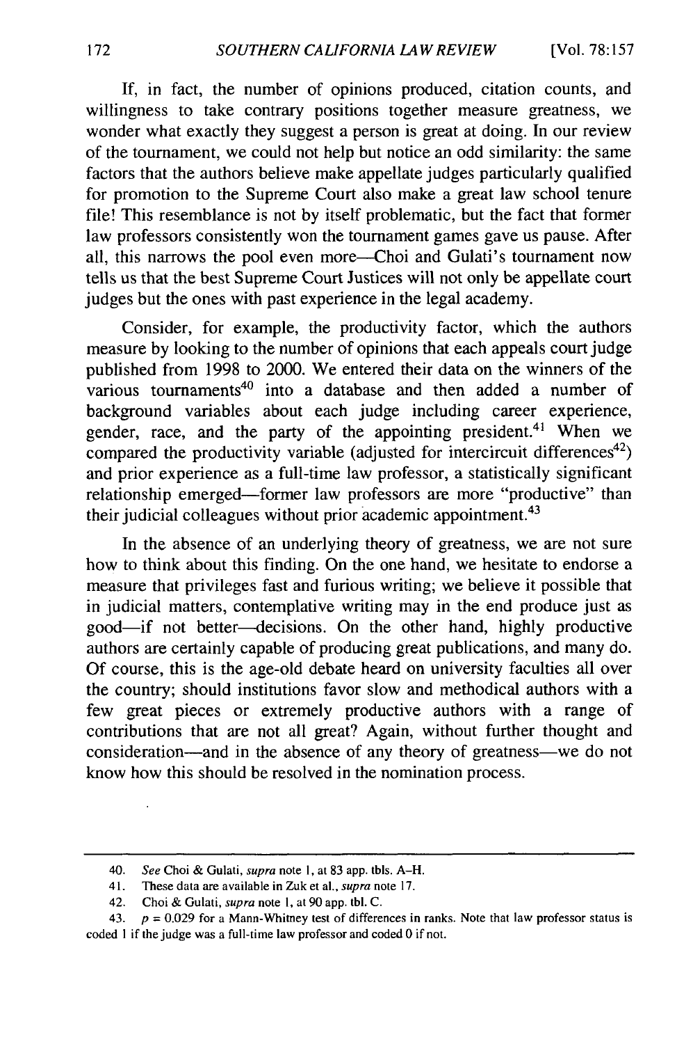If, in fact, the number of opinions produced, citation counts, and willingness to take contrary positions together measure greatness, we wonder what exactly they suggest a person is great at doing. In our review of the tournament, we could not help but notice an odd similarity: the same factors that the authors believe make appellate judges particularly qualified for promotion to the Supreme Court also make a great law school tenure file! This resemblance is not by itself problematic, but the fact that former law professors consistently won the tournament games gave us pause. After all, this narrows the pool even more—Choi and Gulati's tournament now tells us that the best Supreme Court Justices will not only be appellate court judges but the ones with past experience in the legal academy.

Consider, for example, the productivity factor, which the authors measure by looking to the number of opinions that each appeals court judge published from 1998 to 2000. We entered their data on the winners of the various tournaments[40] into a database and then added a number of background variables about each judge including career experience, gender, race, and the party of the appointing president.[41] When we compared the productivity variable (adjusted for intercircuit differences[42]) and prior experience as a full-time law professor, a statistically significant relationship emerged—former law professors are more "productive" than their judicial colleagues without prior academic appointment.[43]

In the absence of an underlying theory of greatness, we are not sure how to think about this finding. On the one hand, we hesitate to endorse a measure that privileges fast and furious writing; we believe it possible that in judicial matters, contemplative writing may in the end produce just as good—if not better—decisions. On the other hand, highly productive authors are certainly capable of producing great publications, and many do. Of course, this is the age-old debate heard on university faculties all over the country; should institutions favor slow and methodical authors with a few great pieces or extremely productive authors with a range of contributions that are not all great? Again, without further thought and consideration—and in the absence of any theory of greatness—we do not know how this should be resolved in the nomination process.

---

40. *See* Choi & Gulati, *supra* note 1, at 83 app. tbls. A–H.

41. These data are available in Zuk et al., *supra* note 17.

42. Choi & Gulati, *supra* note 1, at 90 app. tbl. C.

43. $p = 0.029$ for a Mann-Whitney test of differences in ranks. Note that law professor status is coded 1 if the judge was a full-time law professor and coded 0 if not.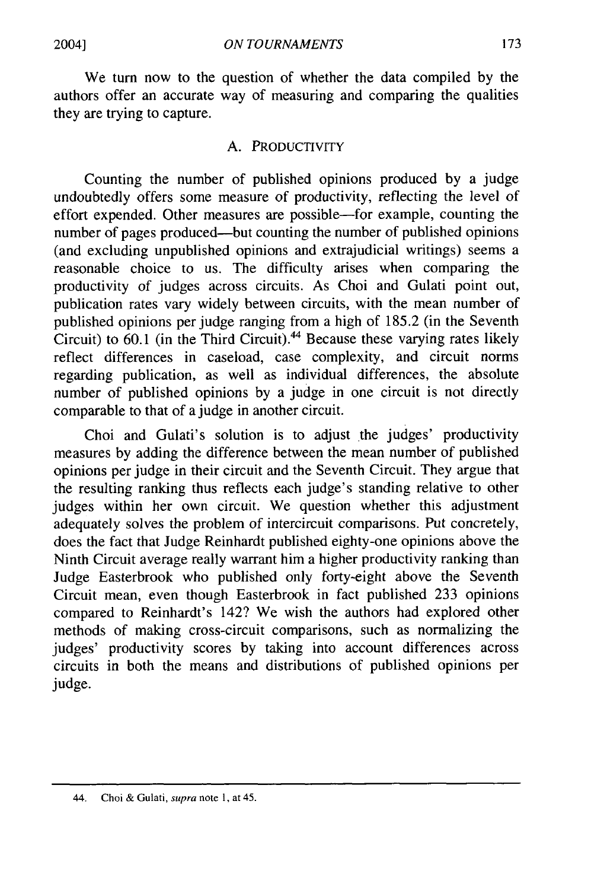We turn now to the question of whether the data compiled by the authors offer an accurate way of measuring and comparing the qualities they are trying to capture.

### A. PRODUCTIVITY

Counting the number of published opinions produced by a judge undoubtedly offers some measure of productivity, reflecting the level of effort expended. Other measures are possible—for example, counting the number of pages produced—but counting the number of published opinions (and excluding unpublished opinions and extrajudicial writings) seems a reasonable choice to us. The difficulty arises when comparing the productivity of judges across circuits. As Choi and Gulati point out, publication rates vary widely between circuits, with the mean number of published opinions per judge ranging from a high of 185.2 (in the Seventh Circuit) to 60.1 (in the Third Circuit).[44] Because these varying rates likely reflect differences in caseload, case complexity, and circuit norms regarding publication, as well as individual differences, the absolute number of published opinions by a judge in one circuit is not directly comparable to that of a judge in another circuit.

Choi and Gulati's solution is to adjust the judges' productivity measures by adding the difference between the mean number of published opinions per judge in their circuit and the Seventh Circuit. They argue that the resulting ranking thus reflects each judge's standing relative to other judges within her own circuit. We question whether this adjustment adequately solves the problem of intercircuit comparisons. Put concretely, does the fact that Judge Reinhardt published eighty-one opinions above the Ninth Circuit average really warrant him a higher productivity ranking than Judge Easterbrook who published only forty-eight above the Seventh Circuit mean, even though Easterbrook in fact published 233 opinions compared to Reinhardt's 142? We wish the authors had explored other methods of making cross-circuit comparisons, such as normalizing the judges' productivity scores by taking into account differences across circuits in both the means and distributions of published opinions per judge.

---

44. Choi & Gulati, *supra* note 1, at 45.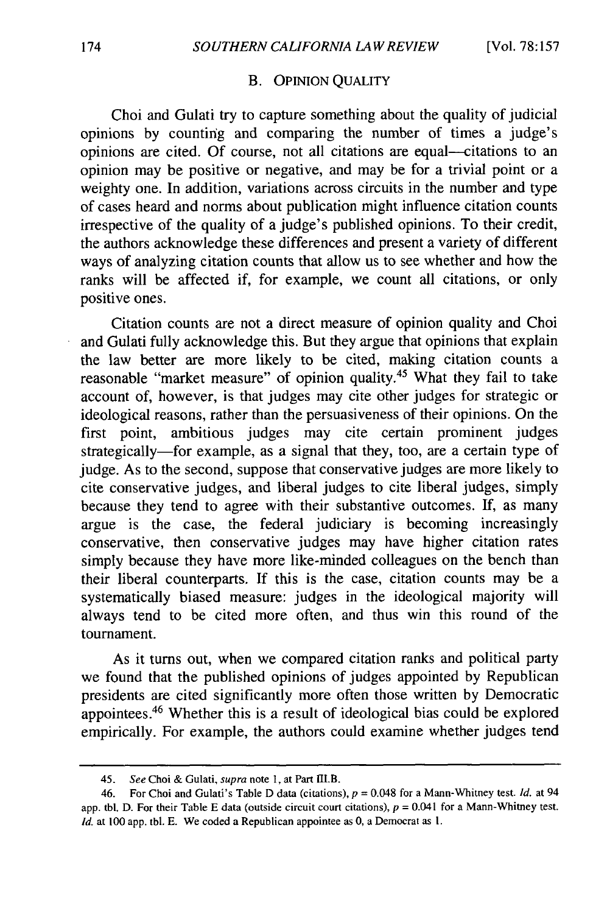### B. OPINION QUALITY

Choi and Gulati try to capture something about the quality of judicial opinions by counting and comparing the number of times a judge's opinions are cited. Of course, not all citations are equal—citations to an opinion may be positive or negative, and may be for a trivial point or a weighty one. In addition, variations across circuits in the number and type of cases heard and norms about publication might influence citation counts irrespective of the quality of a judge's published opinions. To their credit, the authors acknowledge these differences and present a variety of different ways of analyzing citation counts that allow us to see whether and how the ranks will be affected if, for example, we count all citations, or only positive ones.

Citation counts are not a direct measure of opinion quality and Choi and Gulati fully acknowledge this. But they argue that opinions that explain the law better are more likely to be cited, making citation counts a reasonable "market measure" of opinion quality.[45] What they fail to take account of, however, is that judges may cite other judges for strategic or ideological reasons, rather than the persuasiveness of their opinions. On the first point, ambitious judges may cite certain prominent judges strategically—for example, as a signal that they, too, are a certain type of judge. As to the second, suppose that conservative judges are more likely to cite conservative judges, and liberal judges to cite liberal judges, simply because they tend to agree with their substantive outcomes. If, as many argue is the case, the federal judiciary is becoming increasingly conservative, then conservative judges may have higher citation rates simply because they have more like-minded colleagues on the bench than their liberal counterparts. If this is the case, citation counts may be a systematically biased measure: judges in the ideological majority will always tend to be cited more often, and thus win this round of the tournament.

As it turns out, when we compared citation ranks and political party we found that the published opinions of judges appointed by Republican presidents are cited significantly more often those written by Democratic appointees.[46] Whether this is a result of ideological bias could be explored empirically. For example, the authors could examine whether judges tend

---

45. *See* Choi & Gulati, *supra* note 1, at Part III.B.

46. For Choi and Gulati's Table D data (citations), $p = 0.048$ for a Mann-Whitney test. *Id.* at 94 app. tbl. D. For their Table E data (outside circuit court citations), $p = 0.041$ for a Mann-Whitney test. *Id.* at 100 app. tbl. E. We coded a Republican appointee as 0, a Democrat as 1.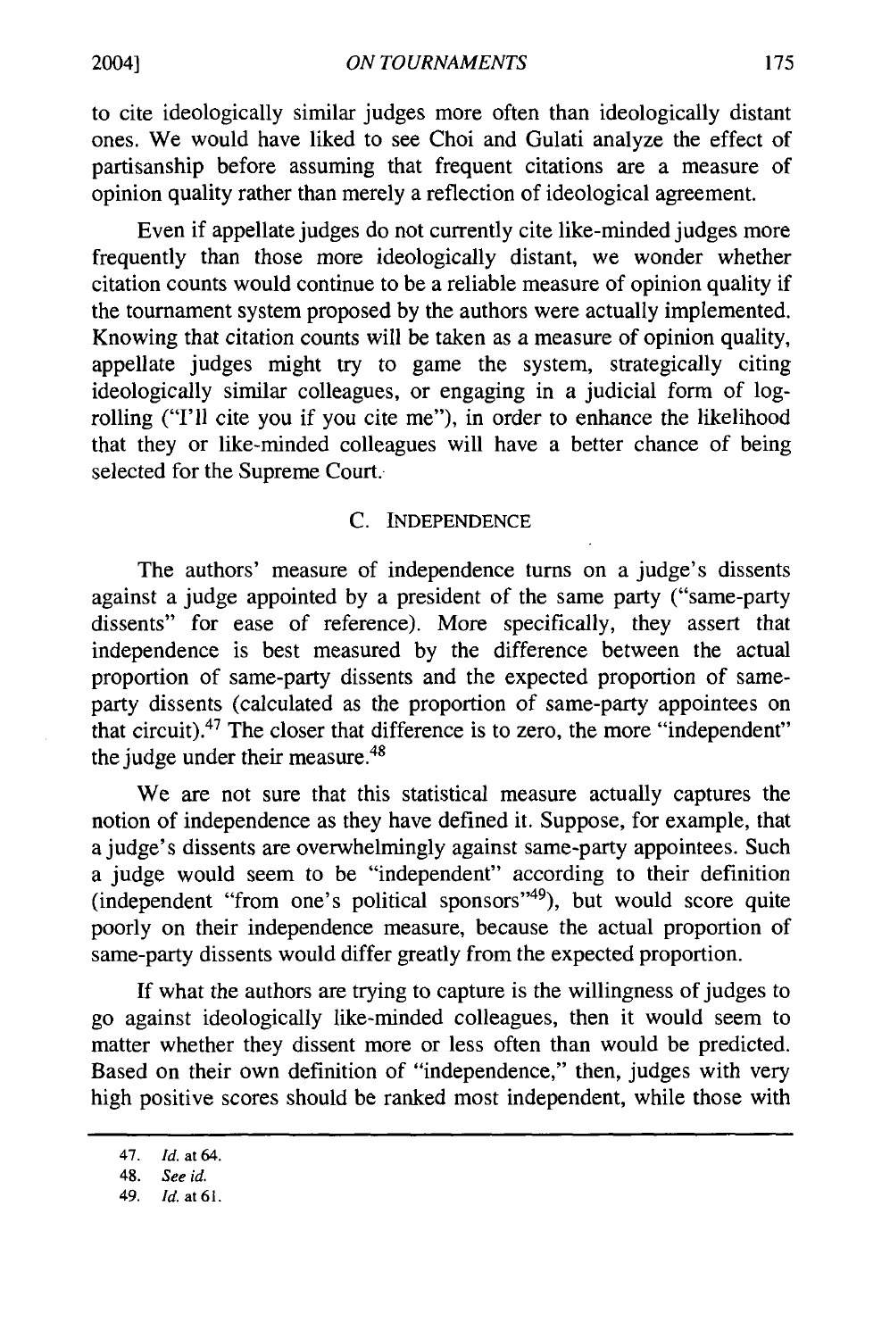to cite ideologically similar judges more often than ideologically distant ones. We would have liked to see Choi and Gulati analyze the effect of partisanship before assuming that frequent citations are a measure of opinion quality rather than merely a reflection of ideological agreement.

Even if appellate judges do not currently cite like-minded judges more frequently than those more ideologically distant, we wonder whether citation counts would continue to be a reliable measure of opinion quality if the tournament system proposed by the authors were actually implemented. Knowing that citation counts will be taken as a measure of opinion quality, appellate judges might try to game the system, strategically citing ideologically similar colleagues, or engaging in a judicial form of log-rolling ("I'll cite you if you cite me"), in order to enhance the likelihood that they or like-minded colleagues will have a better chance of being selected for the Supreme Court.

### C. INDEPENDENCE

The authors' measure of independence turns on a judge's dissents against a judge appointed by a president of the same party ("same-party dissents" for ease of reference). More specifically, they assert that independence is best measured by the difference between the actual proportion of same-party dissents and the expected proportion of same-party dissents (calculated as the proportion of same-party appointees on that circuit).[47] The closer that difference is to zero, the more "independent" the judge under their measure.[48]

We are not sure that this statistical measure actually captures the notion of independence as they have defined it. Suppose, for example, that a judge's dissents are overwhelmingly against same-party appointees. Such a judge would seem to be "independent" according to their definition (independent "from one's political sponsors"[49]), but would score quite poorly on their independence measure, because the actual proportion of same-party dissents would differ greatly from the expected proportion.

If what the authors are trying to capture is the willingness of judges to go against ideologically like-minded colleagues, then it would seem to matter whether they dissent more or less often than would be predicted. Based on their own definition of "independence," then, judges with very high positive scores should be ranked most independent, while those with

---

47. *Id.* at 64.

48. *See id.*

49. *Id.* at 61.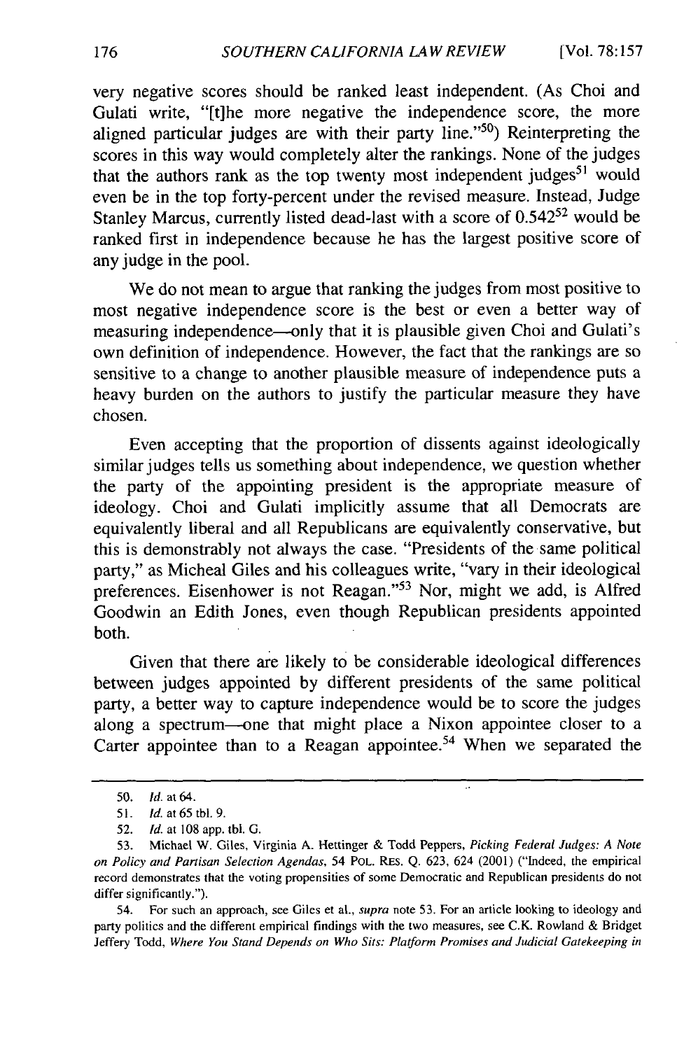very negative scores should be ranked least independent. (As Choi and Gulati write, "[t]he more negative the independence score, the more aligned particular judges are with their party line."[50]) Reinterpreting the scores in this way would completely alter the rankings. None of the judges that the authors rank as the top twenty most independent judges[51] would even be in the top forty-percent under the revised measure. Instead, Judge Stanley Marcus, currently listed dead-last with a score of 0.542[52] would be ranked first in independence because he has the largest positive score of any judge in the pool.

We do not mean to argue that ranking the judges from most positive to most negative independence score is the best or even a better way of measuring independence—only that it is plausible given Choi and Gulati's own definition of independence. However, the fact that the rankings are so sensitive to a change to another plausible measure of independence puts a heavy burden on the authors to justify the particular measure they have chosen.

Even accepting that the proportion of dissents against ideologically similar judges tells us something about independence, we question whether the party of the appointing president is the appropriate measure of ideology. Choi and Gulati implicitly assume that all Democrats are equivalently liberal and all Republicans are equivalently conservative, but this is demonstrably not always the case. "Presidents of the same political party," as Micheal Giles and his colleagues write, "vary in their ideological preferences. Eisenhower is not Reagan."[53] Nor, might we add, is Alfred Goodwin an Edith Jones, even though Republican presidents appointed both.

Given that there are likely to be considerable ideological differences between judges appointed by different presidents of the same political party, a better way to capture independence would be to score the judges along a spectrum—one that might place a Nixon appointee closer to a Carter appointee than to a Reagan appointee.[54] When we separated the

---

50. *Id.* at 64.

51. *Id.* at 65 tbl. 9.

52. *Id.* at 108 app. tbl. G.

53. Michael W. Giles, Virginia A. Hettinger & Todd Peppers, *Picking Federal Judges: A Note on Policy and Partisan Selection Agendas*, 54 POL. RES. Q. 623, 624 (2001) ("Indeed, the empirical record demonstrates that the voting propensities of some Democratic and Republican presidents do not differ significantly.").

54. For such an approach, see Giles et al., *supra* note 53. For an article looking to ideology and party politics and the different empirical findings with the two measures, see C.K. Rowland & Bridget Jeffery Todd, *Where You Stand Depends on Who Sits: Platform Promises and Judicial Gatekeeping in*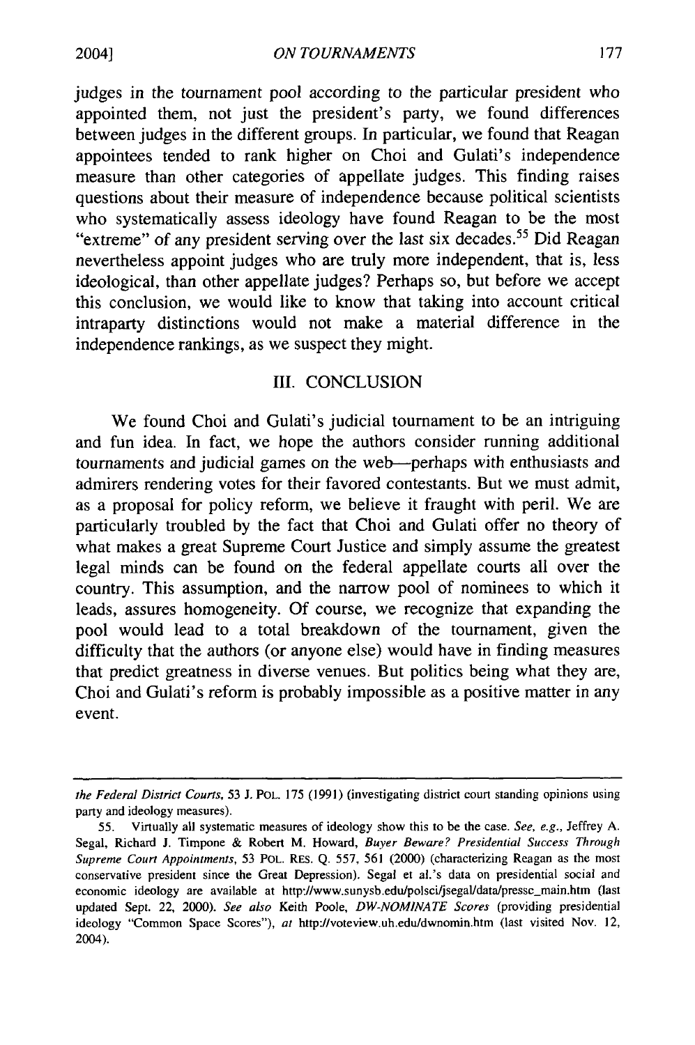judges in the tournament pool according to the particular president who appointed them, not just the president's party, we found differences between judges in the different groups. In particular, we found that Reagan appointees tended to rank higher on Choi and Gulati's independence measure than other categories of appellate judges. This finding raises questions about their measure of independence because political scientists who systematically assess ideology have found Reagan to be the most "extreme" of any president serving over the last six decades.[55] Did Reagan nevertheless appoint judges who are truly more independent, that is, less ideological, than other appellate judges? Perhaps so, but before we accept this conclusion, we would like to know that taking into account critical intraparty distinctions would not make a material difference in the independence rankings, as we suspect they might.

## III. CONCLUSION

We found Choi and Gulati's judicial tournament to be an intriguing and fun idea. In fact, we hope the authors consider running additional tournaments and judicial games on the web—perhaps with enthusiasts and admirers rendering votes for their favored contestants. But we must admit, as a proposal for policy reform, we believe it fraught with peril. We are particularly troubled by the fact that Choi and Gulati offer no theory of what makes a great Supreme Court Justice and simply assume the greatest legal minds can be found on the federal appellate courts all over the country. This assumption, and the narrow pool of nominees to which it leads, assures homogeneity. Of course, we recognize that expanding the pool would lead to a total breakdown of the tournament, given the difficulty that the authors (or anyone else) would have in finding measures that predict greatness in diverse venues. But politics being what they are, Choi and Gulati's reform is probably impossible as a positive matter in any event.

---

*the Federal District Courts*, 53 J. POL. 175 (1991) (investigating district court standing opinions using party and ideology measures).

55. Virtually all systematic measures of ideology show this to be the case. *See, e.g.*, Jeffrey A. Segal, Richard J. Timpone & Robert M. Howard, *Buyer Beware? Presidential Success Through Supreme Court Appointments*, 53 POL. RES. Q. 557, 561 (2000) (characterizing Reagan as the most conservative president since the Great Depression). Segal et al.'s data on presidential social and economic ideology are available at http://www.sunysb.edu/polsci/jsegal/data/pressc_main.htm (last updated Sept. 22, 2000). *See also* Keith Poole, *DW-NOMINATE Scores* (providing presidential ideology "Common Space Scores"), *at* http://voteview.uh.edu/dwnomin.htm (last visited Nov. 12, 2004).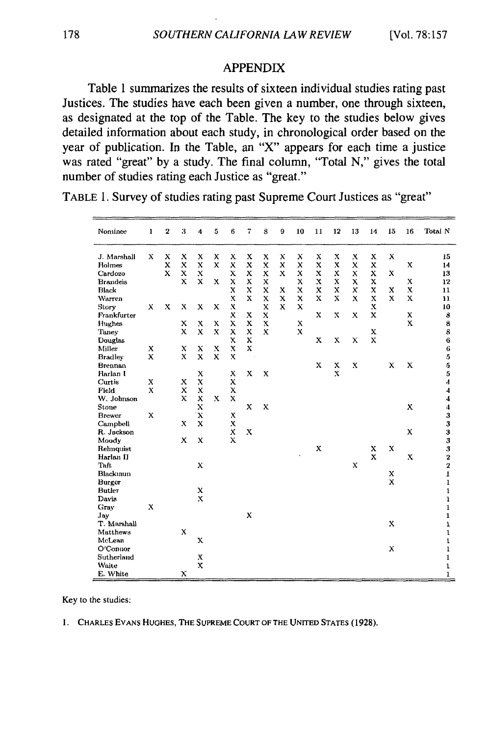## APPENDIX

Table 1 summarizes the results of sixteen individual studies rating past Justices. The studies have each been given a number, one through sixteen, as designated at the top of the Table. The key to the studies below gives detailed information about each study, in chronological order based on the year of publication. In the Table, an "X" appears for each time a justice was rated "great" by a study. The final column, "Total N," gives the total number of studies rating each Justice as "great."

TABLE 1. Survey of studies rating past Supreme Court Justices as "great"

| Nominee | 1 | 2 | 3 | 4 | 5 | 6 | 7 | 8 | 9 | 10 | 11 | 12 | 13 | 14 | 15 | 16 | Total N |
|---|---|---|---|---|---|---|---|---|---|---|---|---|---|---|---|---|---|
| J. Marshall | X | X | X | X | X | X | X | X | X | X | X | X | X | X | X | | 15 |
| Holmes | | X | X | X | X | X | X | X | X | X | X | X | X | X | | X | 14 |
| Cardozo | | X | X | X | | X | X | X | X | X | X | X | X | X | X | | 13 |
| Brandeis | | | X | X | X | X | X | X | | X | X | X | X | X | | X | 12 |
| Black | | | | | | X | X | X | X | X | X | X | X | X | X | X | 11 |
| Warren | | | | | | X | X | X | X | X | X | X | X | X | X | X | 11 |
| Story | X | X | X | X | X | X | | X | X | X | | | | X | | | 10 |
| Frankfurter | | | | | | X | X | X | | | X | X | X | X | | X | 8 |
| Hughes | | | X | X | X | X | X | X | | X | | | | | | X | 8 |
| Taney | | | X | X | X | X | X | X | | X | | | | X | | | 8 |
| Douglas | | | | | | X | X | | | | X | X | X | X | | | 6 |
| Miller | X | | X | X | X | X | X | | | | | | | | | | 6 |
| Bradley | X | | X | X | X | X | | | | | | | | | | | 5 |
| Brennan | | | | | | | | | | | X | X | X | | X | X | 5 |
| Harlan I | | | | X | | X | X | X | | | | X | | | | | 5 |
| Curtis | X | | X | X | | X | | | | | | | | | | | 4 |
| Field | X | | X | X | | X | | | | | | | | | | | 4 |
| W. Johnson | | | X | X | X | X | | | | | | | | | | | 4 |
| Stone | | | | X | | | X | X | | | | | | | | X | 4 |
| Brewer | X | | | X | | X | | | | | | | | | | | 3 |
| Campbell | | | X | X | | X | | | | | | | | | | | 3 |
| R. Jackson | | | | | | X | X | | | | | | | | | X | 3 |
| Moody | | | X | X | | X | | | | | | | | | | | 3 |
| Rehnquist | | | | | | | | | | | X | | | X | X | | 3 |
| Harlan II | | | | | | | | | | | | | | X | | X | 2 |
| Taft | | | | X | | | | | | | | | X | | | | 2 |
| Blackmun | | | | | | | | | | | | | | | X | | 1 |
| Burger | | | | | | | | | | | | | | | X | | 1 |
| Butler | | | | X | | | | | | | | | | | | | 1 |
| Davis | | | | X | | | | | | | | | | | | | 1 |
| Gray | X | | | | | | | | | | | | | | | | 1 |
| Jay | | | | | | | X | | | | | | | | | | 1 |
| T. Marshall | | | | | | | | | | | | | | | X | | 1 |
| Matthews | | | X | | | | | | | | | | | | | | 1 |
| McLean | | | | X | | | | | | | | | | | | | 1 |
| O'Connor | | | | | | | | | | | | | | | X | | 1 |
| Sutherland | | | | X | | | | | | | | | | | | | 1 |
| Waite | | | | X | | | | | | | | | | | | | 1 |
| E. White | | | X | | | | | | | | | | | | | | 1 |

Key to the studies:

1. CHARLES EVANS HUGHES, THE SUPREME COURT OF THE UNITED STATES (1928).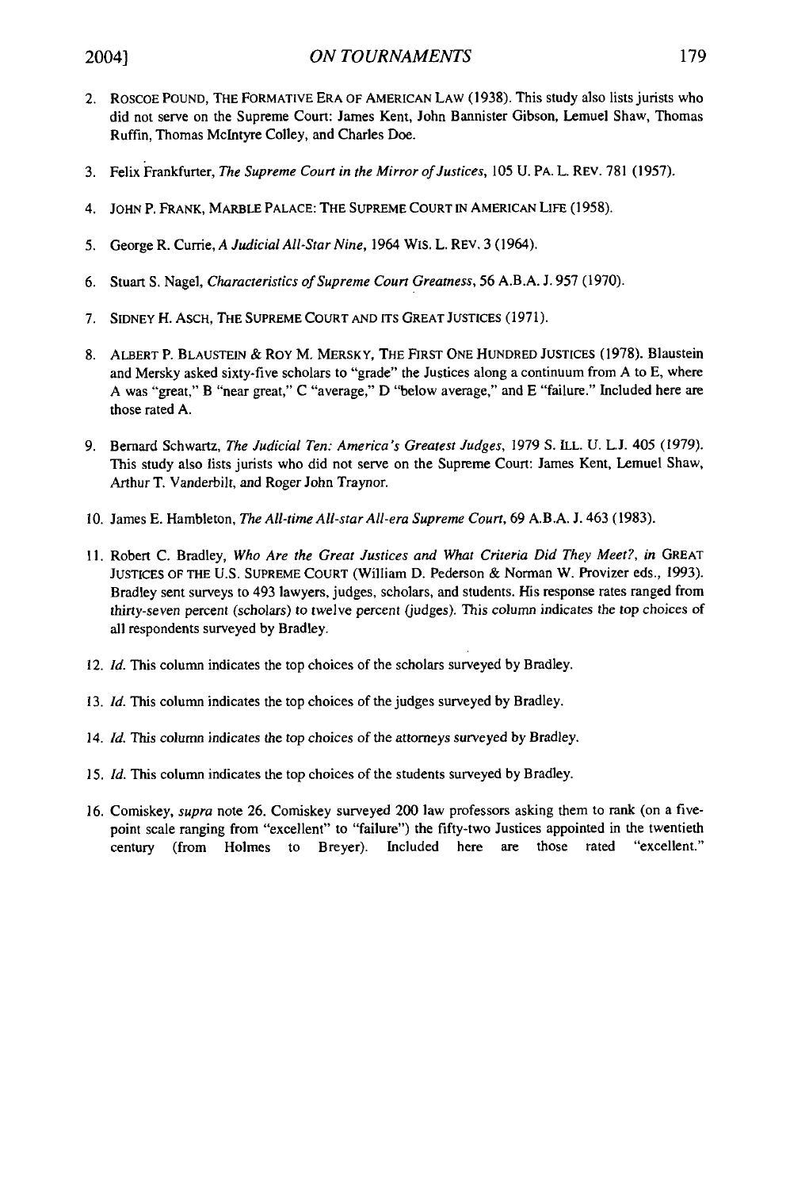2. ROSCOE POUND, THE FORMATIVE ERA OF AMERICAN LAW (1938). This study also lists jurists who did not serve on the Supreme Court: James Kent, John Bannister Gibson, Lemuel Shaw, Thomas Ruffin, Thomas McIntyre Colley, and Charles Doe.

3. Felix Frankfurter, *The Supreme Court in the Mirror of Justices*, 105 U. PA. L. REV. 781 (1957).

4. JOHN P. FRANK, MARBLE PALACE: THE SUPREME COURT IN AMERICAN LIFE (1958).

5. George R. Currie, *A Judicial All-Star Nine*, 1964 WIS. L. REV. 3 (1964).

6. Stuart S. Nagel, *Characteristics of Supreme Court Greatness*, 56 A.B.A. J. 957 (1970).

7. SIDNEY H. ASCH, THE SUPREME COURT AND ITS GREAT JUSTICES (1971).

8. ALBERT P. BLAUSTEIN & ROY M. MERSKY, THE FIRST ONE HUNDRED JUSTICES (1978). Blaustein and Mersky asked sixty-five scholars to "grade" the Justices along a continuum from A to E, where A was "great," B "near great," C "average," D "below average," and E "failure." Included here are those rated A.

9. Bernard Schwartz, *The Judicial Ten: America's Greatest Judges*, 1979 S. ILL. U. L.J. 405 (1979). This study also lists jurists who did not serve on the Supreme Court: James Kent, Lemuel Shaw, Arthur T. Vanderbilt, and Roger John Traynor.

10. James E. Hambleton, *The All-time All-star All-era Supreme Court*, 69 A.B.A. J. 463 (1983).

11. Robert C. Bradley, *Who Are the Great Justices and What Criteria Did They Meet?*, *in* GREAT JUSTICES OF THE U.S. SUPREME COURT (William D. Pederson & Norman W. Provizer eds., 1993). Bradley sent surveys to 493 lawyers, judges, scholars, and students. His response rates ranged from thirty-seven percent (scholars) to twelve percent (judges). This column indicates the top choices of all respondents surveyed by Bradley.

12. *Id.* This column indicates the top choices of the scholars surveyed by Bradley.

13. *Id.* This column indicates the top choices of the judges surveyed by Bradley.

14. *Id.* This column indicates the top choices of the attorneys surveyed by Bradley.

15. *Id.* This column indicates the top choices of the students surveyed by Bradley.

16. Comiskey, *supra* note 26. Comiskey surveyed 200 law professors asking them to rank (on a five-point scale ranging from "excellent" to "failure") the fifty-two Justices appointed in the twentieth century (from Holmes to Breyer). Included here are those rated "excellent."